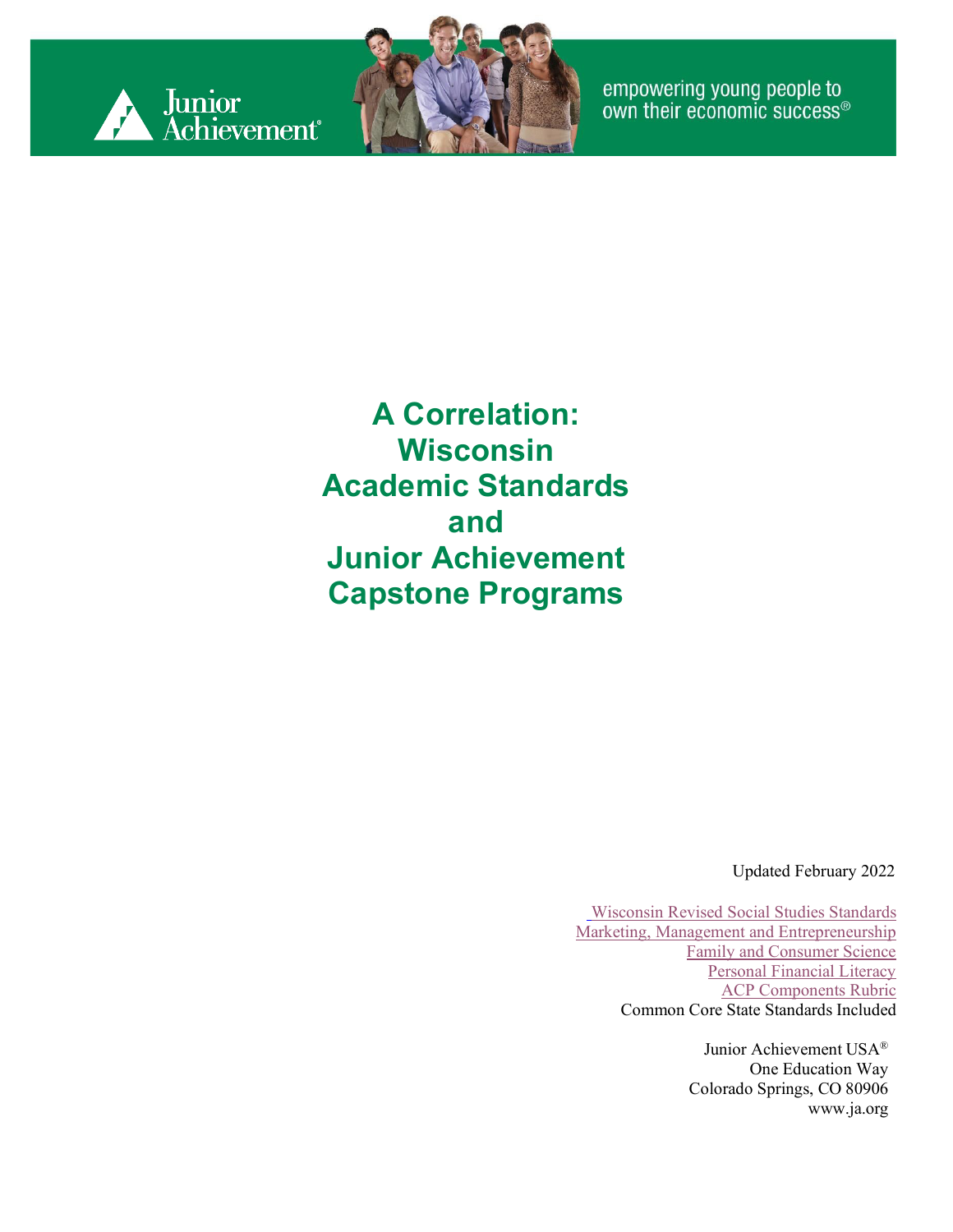Junior Achievement®

empowering young people to own their economic success®

# A Correlation: Wisconsin Academic Standards and Junior Achievement Capstone Programs

Updated February 2022

Wisconsin Revised Social Studies Standards
Marketing, Management and Entrepreneurship
Family and Consumer Science
Personal Financial Literacy
ACP Components Rubric
Common Core State Standards Included

Junior Achievement USA®
One Education Way
Colorado Springs, CO 80906
www.ja.org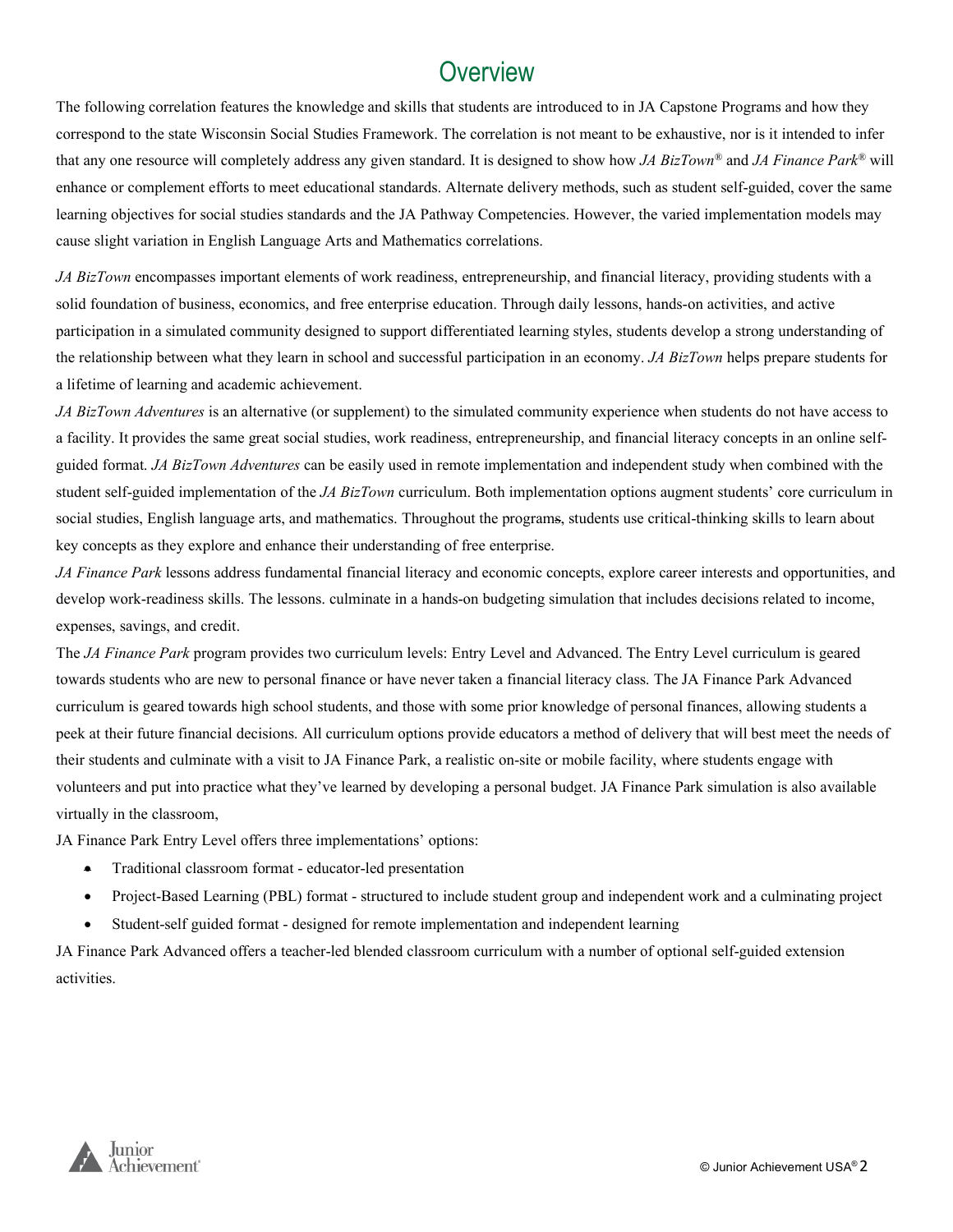# Overview

The following correlation features the knowledge and skills that students are introduced to in JA Capstone Programs and how they correspond to the state Wisconsin Social Studies Framework. The correlation is not meant to be exhaustive, nor is it intended to infer that any one resource will completely address any given standard. It is designed to show how *JA BizTown*® and *JA Finance Park*® will enhance or complement efforts to meet educational standards. Alternate delivery methods, such as student self-guided, cover the same learning objectives for social studies standards and the JA Pathway Competencies. However, the varied implementation models may cause slight variation in English Language Arts and Mathematics correlations.

*JA BizTown* encompasses important elements of work readiness, entrepreneurship, and financial literacy, providing students with a solid foundation of business, economics, and free enterprise education. Through daily lessons, hands-on activities, and active participation in a simulated community designed to support differentiated learning styles, students develop a strong understanding of the relationship between what they learn in school and successful participation in an economy. *JA BizTown* helps prepare students for a lifetime of learning and academic achievement.

*JA BizTown Adventures* is an alternative (or supplement) to the simulated community experience when students do not have access to a facility. It provides the same great social studies, work readiness, entrepreneurship, and financial literacy concepts in an online self-guided format. *JA BizTown Adventures* can be easily used in remote implementation and independent study when combined with the student self-guided implementation of the *JA BizTown* curriculum. Both implementation options augment students' core curriculum in social studies, English language arts, and mathematics. Throughout the programs, students use critical-thinking skills to learn about key concepts as they explore and enhance their understanding of free enterprise.

*JA Finance Park* lessons address fundamental financial literacy and economic concepts, explore career interests and opportunities, and develop work-readiness skills. The lessons. culminate in a hands-on budgeting simulation that includes decisions related to income, expenses, savings, and credit.

The *JA Finance Park* program provides two curriculum levels: Entry Level and Advanced. The Entry Level curriculum is geared towards students who are new to personal finance or have never taken a financial literacy class. The JA Finance Park Advanced curriculum is geared towards high school students, and those with some prior knowledge of personal finances, allowing students a peek at their future financial decisions. All curriculum options provide educators a method of delivery that will best meet the needs of their students and culminate with a visit to JA Finance Park, a realistic on-site or mobile facility, where students engage with volunteers and put into practice what they've learned by developing a personal budget. JA Finance Park simulation is also available virtually in the classroom,

JA Finance Park Entry Level offers three implementations' options:

- Traditional classroom format - educator-led presentation
- Project-Based Learning (PBL) format - structured to include student group and independent work and a culminating project
- Student-self guided format - designed for remote implementation and independent learning

JA Finance Park Advanced offers a teacher-led blended classroom curriculum with a number of optional self-guided extension activities.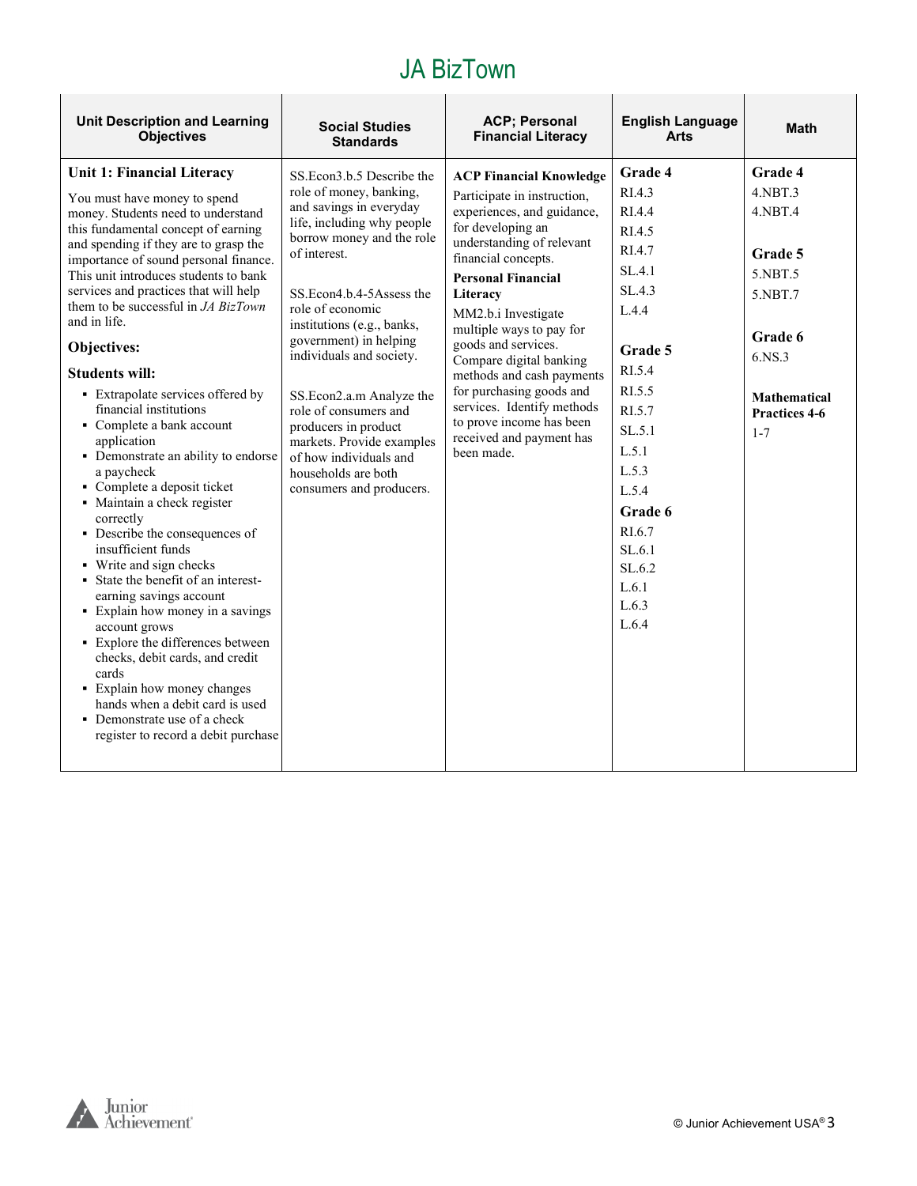# JA BizTown

| Unit Description and Learning Objectives | Social Studies Standards | ACP; Personal Financial Literacy | English Language Arts | Math |
|---|---|---|---|---|
| **Unit 1: Financial Literacy**<br><br>You must have money to spend money. Students need to understand this fundamental concept of earning and spending if they are to grasp the importance of sound personal finance. This unit introduces students to bank services and practices that will help them to be successful in *JA BizTown* and in life.<br><br>**Objectives:**<br><br>**Students will:**<br>▪ Extrapolate services offered by financial institutions<br>▪ Complete a bank account application<br>▪ Demonstrate an ability to endorse a paycheck<br>▪ Complete a deposit ticket<br>▪ Maintain a check register correctly<br>▪ Describe the consequences of insufficient funds<br>▪ Write and sign checks<br>▪ State the benefit of an interest-earning savings account<br>▪ Explain how money in a savings account grows<br>▪ Explore the differences between checks, debit cards, and credit cards<br>▪ Explain how money changes hands when a debit card is used<br>▪ Demonstrate use of a check register to record a debit purchase | SS.Econ3.b.5 Describe the role of money, banking, and savings in everyday life, including why people borrow money and the role of interest.<br><br>SS.Econ4.b.4-5Assess the role of economic institutions (e.g., banks, government) in helping individuals and society.<br><br>SS.Econ2.a.m Analyze the role of consumers and producers in product markets. Provide examples of how individuals and households are both consumers and producers. | **ACP Financial Knowledge**<br>Participate in instruction, experiences, and guidance, for developing an understanding of relevant financial concepts.<br>**Personal Financial Literacy**<br>MM2.b.i Investigate multiple ways to pay for goods and services. Compare digital banking methods and cash payments for purchasing goods and services. Identify methods to prove income has been received and payment has been made. | **Grade 4**<br>RI.4.3<br>RI.4.4<br>RI.4.5<br>RI.4.7<br>SL.4.1<br>SL.4.3<br>L.4.4<br><br>**Grade 5**<br>RI.5.4<br>RI.5.5<br>RI.5.7<br>SL.5.1<br>L.5.1<br>L.5.3<br>L.5.4<br>**Grade 6**<br>RI.6.7<br>SL.6.1<br>SL.6.2<br>L.6.1<br>L.6.3<br>L.6.4 | **Grade 4**<br>4.NBT.3<br>4.NBT.4<br><br>**Grade 5**<br>5.NBT.5<br>5.NBT.7<br><br>**Grade 6**<br>6.NS.3<br><br>**Mathematical Practices 4-6**<br>1-7 |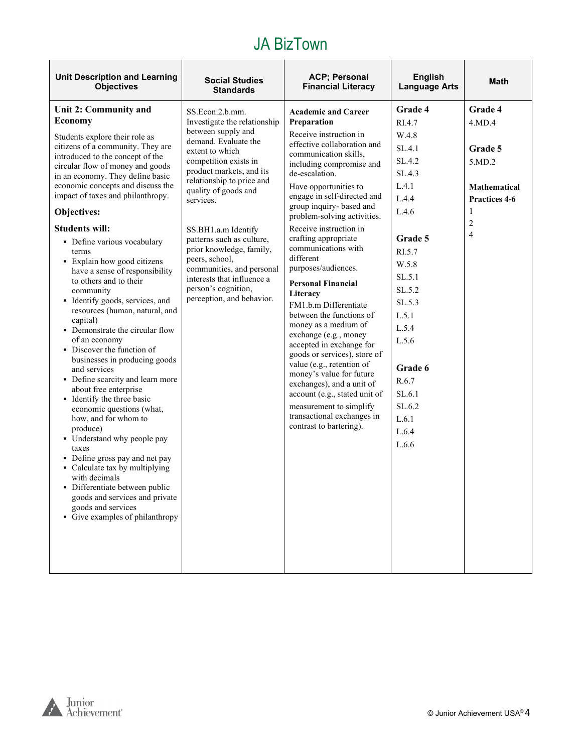# JA BizTown

| Unit Description and Learning Objectives | Social Studies Standards | ACP; Personal Financial Literacy | English Language Arts | Math |
|---|---|---|---|---|
| **Unit 2: Community and Economy**<br><br>Students explore their role as citizens of a community. They are introduced to the concept of the circular flow of money and goods in an economy. They define basic economic concepts and discuss the impact of taxes and philanthropy.<br><br>**Objectives:**<br><br>**Students will:**<br>▪ Define various vocabulary terms<br>▪ Explain how good citizens have a sense of responsibility to others and to their community<br>▪ Identify goods, services, and resources (human, natural, and capital)<br>▪ Demonstrate the circular flow of an economy<br>▪ Discover the function of businesses in producing goods and services<br>▪ Define scarcity and learn more about free enterprise<br>▪ Identify the three basic economic questions (what, how, and for whom to produce)<br>▪ Understand why people pay taxes<br>▪ Define gross pay and net pay<br>▪ Calculate tax by multiplying with decimals<br>▪ Differentiate between public goods and services and private goods and services<br>▪ Give examples of philanthropy | SS.Econ.2.b.mm. Investigate the relationship between supply and demand. Evaluate the extent to which competition exists in product markets, and its relationship to price and quality of goods and services.<br><br>SS.BH1.a.m Identify patterns such as culture, prior knowledge, family, peers, school, communities, and personal interests that influence a person's cognition, perception, and behavior. | **Academic and Career Preparation**<br>Receive instruction in effective collaboration and communication skills, including compromise and de-escalation.<br>Have opportunities to engage in self-directed and group inquiry- based and problem-solving activities.<br>Receive instruction in crafting appropriate communications with different purposes/audiences.<br><br>**Personal Financial Literacy**<br>FM1.b.m Differentiate between the functions of money as a medium of exchange (e.g., money accepted in exchange for goods or services), store of value (e.g., retention of money's value for future exchanges), and a unit of account (e.g., stated unit of measurement to simplify transactional exchanges in contrast to bartering). | **Grade 4**<br>RI.4.7<br>W.4.8<br>SL.4.1<br>SL.4.2<br>SL.4.3<br>L.4.1<br>L.4.4<br>L.4.6<br><br>**Grade 5**<br>RI.5.7<br>W.5.8<br>SL.5.1<br>SL.5.2<br>SL.5.3<br>L.5.1<br>L.5.4<br>L.5.6<br><br>**Grade 6**<br>R.6.7<br>SL.6.1<br>SL.6.2<br>L.6.1<br>L.6.4<br>L.6.6 | **Grade 4**<br>4.MD.4<br><br>**Grade 5**<br>5.MD.2<br><br>**Mathematical Practices 4-6**<br>1<br>2<br>4 |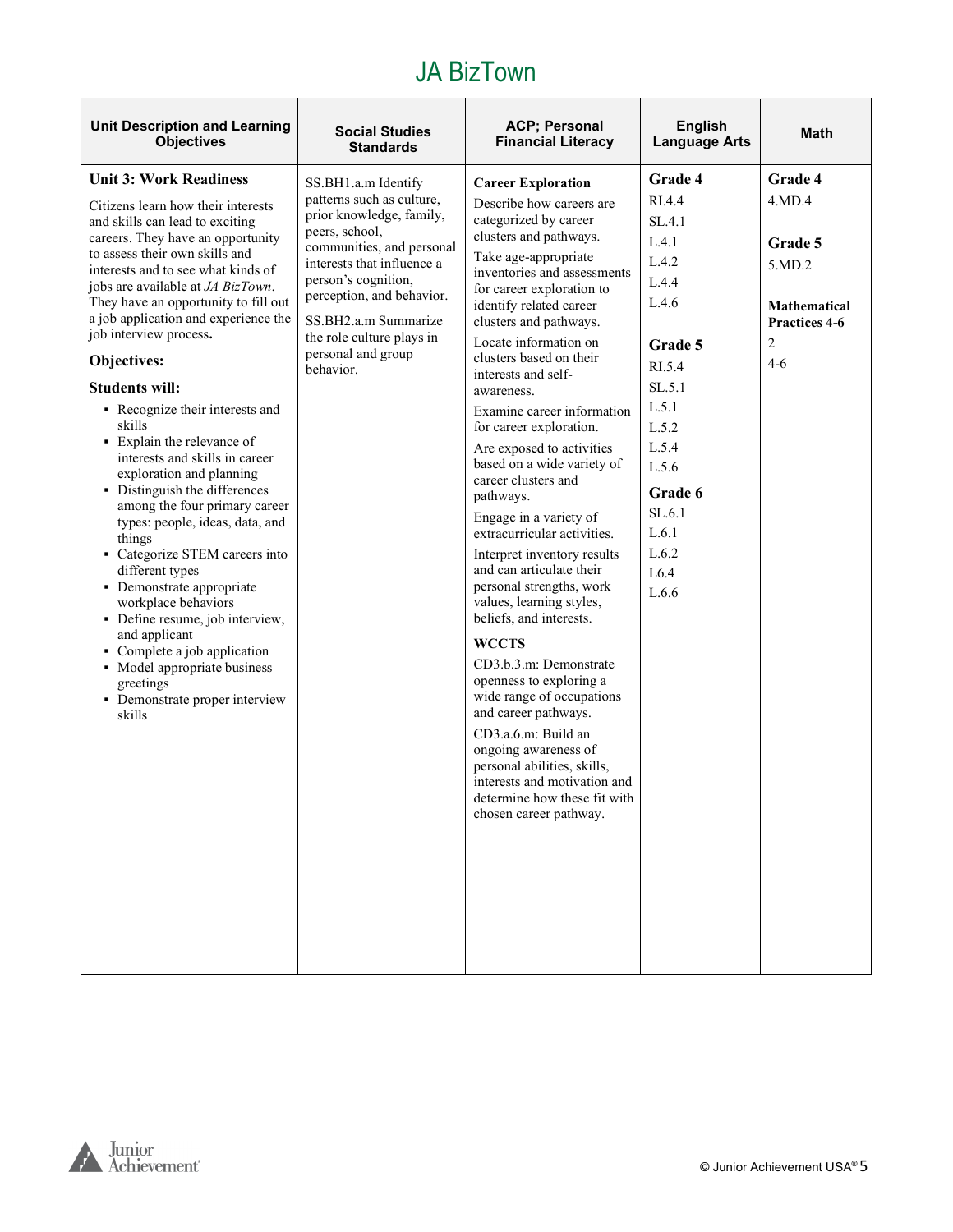# JA BizTown

| Unit Description and Learning Objectives | Social Studies Standards | ACP; Personal Financial Literacy | English Language Arts | Math |
|---|---|---|---|---|
| **Unit 3: Work Readiness**<br><br>Citizens learn how their interests and skills can lead to exciting careers. They have an opportunity to assess their own skills and interests and to see what kinds of jobs are available at *JA BizTown*. They have an opportunity to fill out a job application and experience the job interview process.<br><br>**Objectives:**<br><br>**Students will:**<br>▪ Recognize their interests and skills<br>▪ Explain the relevance of interests and skills in career exploration and planning<br>▪ Distinguish the differences among the four primary career types: people, ideas, data, and things<br>▪ Categorize STEM careers into different types<br>▪ Demonstrate appropriate workplace behaviors<br>▪ Define resume, job interview, and applicant<br>▪ Complete a job application<br>▪ Model appropriate business greetings<br>▪ Demonstrate proper interview skills | SS.BH1.a.m Identify patterns such as culture, prior knowledge, family, peers, school, communities, and personal interests that influence a person's cognition, perception, and behavior.<br><br>SS.BH2.a.m Summarize the role culture plays in personal and group behavior. | **Career Exploration**<br><br>Describe how careers are categorized by career clusters and pathways.<br><br>Take age-appropriate inventories and assessments for career exploration to identify related career clusters and pathways.<br><br>Locate information on clusters based on their interests and self-awareness.<br><br>Examine career information for career exploration.<br><br>Are exposed to activities based on a wide variety of career clusters and pathways.<br><br>Engage in a variety of extracurricular activities.<br><br>Interpret inventory results and can articulate their personal strengths, work values, learning styles, beliefs, and interests.<br><br>**WCCTS**<br><br>CD3.b.3.m: Demonstrate openness to exploring a wide range of occupations and career pathways.<br><br>CD3.a.6.m: Build an ongoing awareness of personal abilities, skills, interests and motivation and determine how these fit with chosen career pathway. | **Grade 4**<br>RI.4.4<br>SL.4.1<br>L.4.1<br>L.4.2<br>L.4.4<br>L.4.6<br><br>**Grade 5**<br>RI.5.4<br>SL.5.1<br>L.5.1<br>L.5.2<br>L.5.4<br>L.5.6<br><br>**Grade 6**<br>SL.6.1<br>L.6.1<br>L.6.2<br>L6.4<br>L.6.6 | **Grade 4**<br>4.MD.4<br><br>**Grade 5**<br>5.MD.2<br><br>**Mathematical Practices 4-6**<br>2<br>4-6 |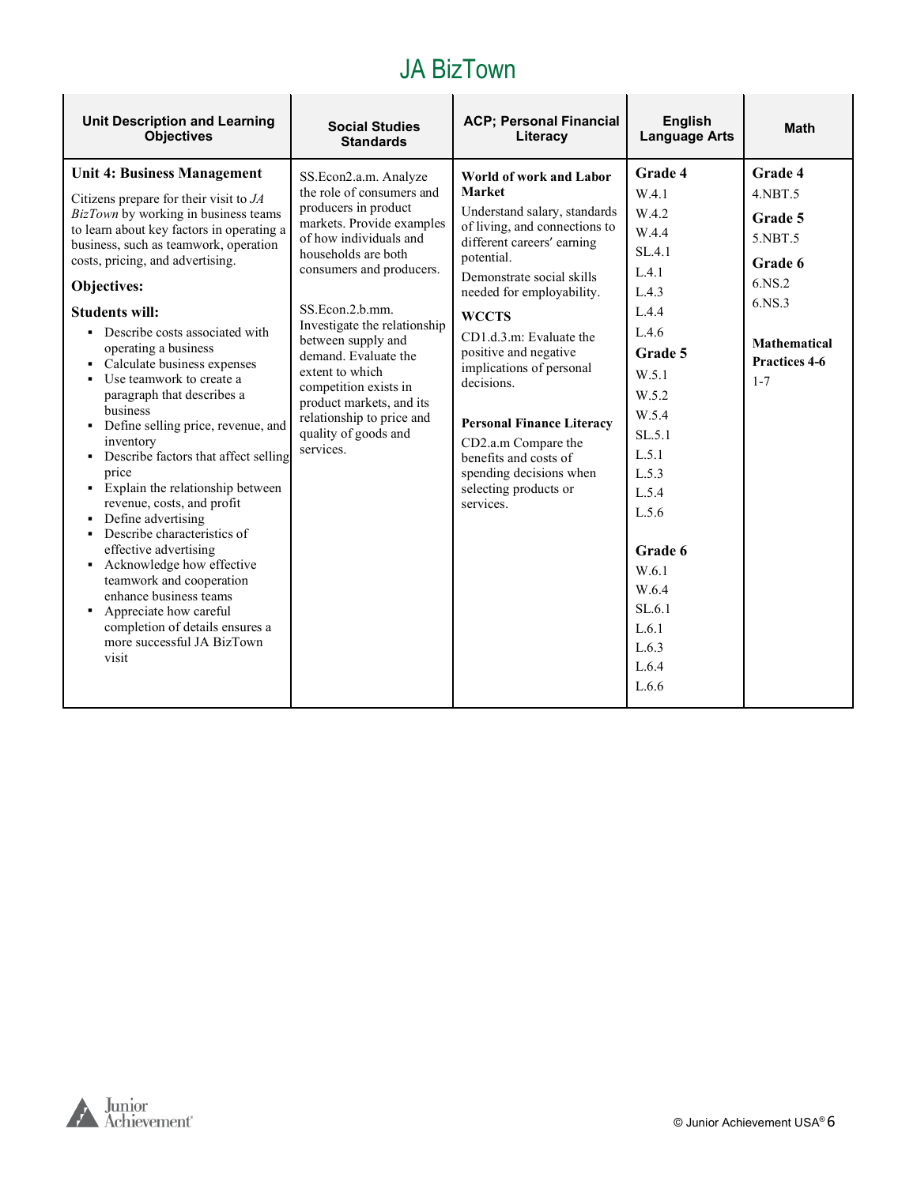# JA BizTown

| Unit Description and Learning Objectives | Social Studies Standards | ACP; Personal Financial Literacy | English Language Arts | Math |
|---|---|---|---|---|
| **Unit 4: Business Management**<br><br>Citizens prepare for their visit to *JA BizTown* by working in business teams to learn about key factors in operating a business, such as teamwork, operation costs, pricing, and advertising.<br><br>**Objectives:**<br><br>**Students will:**<br>▪ Describe costs associated with operating a business<br>▪ Calculate business expenses<br>▪ Use teamwork to create a paragraph that describes a business<br>▪ Define selling price, revenue, and inventory<br>▪ Describe factors that affect selling price<br>▪ Explain the relationship between revenue, costs, and profit<br>▪ Define advertising<br>▪ Describe characteristics of effective advertising<br>▪ Acknowledge how effective teamwork and cooperation enhance business teams<br>▪ Appreciate how careful completion of details ensures a more successful JA BizTown visit | SS.Econ2.a.m. Analyze the role of consumers and producers in product markets. Provide examples of how individuals and households are both consumers and producers.<br><br>SS.Econ.2.b.mm. Investigate the relationship between supply and demand. Evaluate the extent to which competition exists in product markets, and its relationship to price and quality of goods and services. | **World of work and Labor Market**<br>Understand salary, standards of living, and connections to different careers' earning potential.<br>Demonstrate social skills needed for employability.<br><br>**WCCTS**<br>CD1.d.3.m: Evaluate the positive and negative implications of personal decisions.<br><br>**Personal Finance Literacy**<br>CD2.a.m Compare the benefits and costs of spending decisions when selecting products or services. | **Grade 4**<br>W.4.1<br>W.4.2<br>W.4.4<br>SL.4.1<br>L.4.1<br>L.4.3<br>L.4.4<br>L.4.6<br>**Grade 5**<br>W.5.1<br>W.5.2<br>W.5.4<br>SL.5.1<br>L.5.1<br>L.5.3<br>L.5.4<br>L.5.6<br><br>**Grade 6**<br>W.6.1<br>W.6.4<br>SL.6.1<br>L.6.1<br>L.6.3<br>L.6.4<br>L.6.6 | **Grade 4**<br>4.NBT.5<br>**Grade 5**<br>5.NBT.5<br>**Grade 6**<br>6.NS.2<br>6.NS.3<br><br>**Mathematical Practices 4-6**<br>1-7 |

© Junior Achievement USA®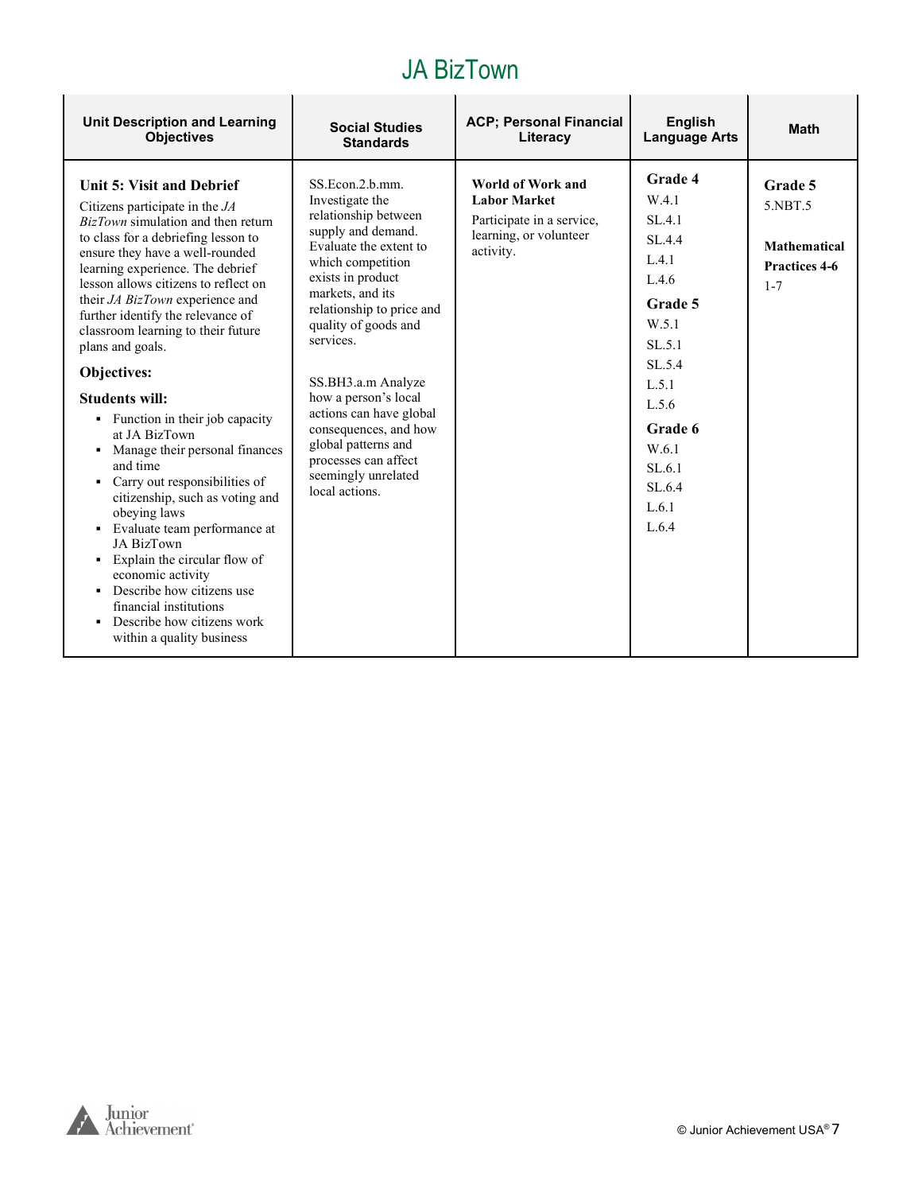# JA BizTown

| Unit Description and Learning Objectives | Social Studies Standards | ACP; Personal Financial Literacy | English Language Arts | Math |
|---|---|---|---|---|
| **Unit 5: Visit and Debrief**<br>Citizens participate in the *JA BizTown* simulation and then return to class for a debriefing lesson to ensure they have a well-rounded learning experience. The debrief lesson allows citizens to reflect on their *JA BizTown* experience and further identify the relevance of classroom learning to their future plans and goals.<br>**Objectives:**<br>**Students will:**<br>▪ Function in their job capacity at JA BizTown<br>▪ Manage their personal finances and time<br>▪ Carry out responsibilities of citizenship, such as voting and obeying laws<br>▪ Evaluate team performance at JA BizTown<br>▪ Explain the circular flow of economic activity<br>▪ Describe how citizens use financial institutions<br>▪ Describe how citizens work within a quality business | SS.Econ.2.b.mm. Investigate the relationship between supply and demand. Evaluate the extent to which competition exists in product markets, and its relationship to price and quality of goods and services.<br><br>SS.BH3.a.m Analyze how a person's local actions can have global consequences, and how global patterns and processes can affect seemingly unrelated local actions. | **World of Work and Labor Market**<br>Participate in a service, learning, or volunteer activity. | **Grade 4**<br>W.4.1<br>SL.4.1<br>SL.4.4<br>L.4.1<br>L.4.6<br>**Grade 5**<br>W.5.1<br>SL.5.1<br>SL.5.4<br>L.5.1<br>L.5.6<br>**Grade 6**<br>W.6.1<br>SL.6.1<br>SL.6.4<br>L.6.1<br>L.6.4 | **Grade 5**<br>5.NBT.5<br><br>**Mathematical Practices 4-6**<br>1-7 |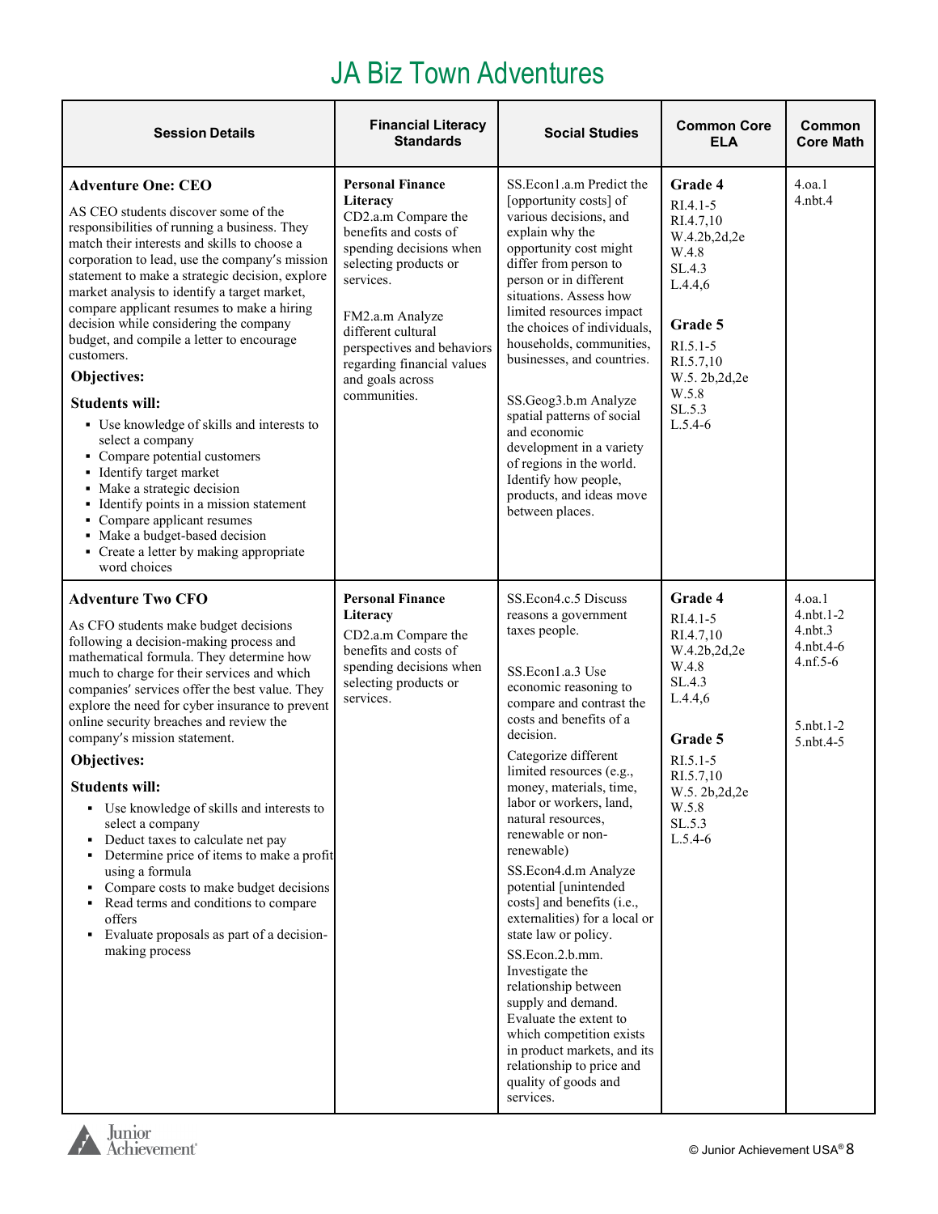# JA Biz Town Adventures

| Session Details | Financial Literacy Standards | Social Studies | Common Core ELA | Common Core Math |
|---|---|---|---|---|
| **Adventure One: CEO**<br><br>AS CEO students discover some of the responsibilities of running a business. They match their interests and skills to choose a corporation to lead, use the company's mission statement to make a strategic decision, explore market analysis to identify a target market, compare applicant resumes to make a hiring decision while considering the company budget, and compile a letter to encourage customers.<br><br>**Objectives:**<br><br>**Students will:**<br>▪ Use knowledge of skills and interests to select a company<br>▪ Compare potential customers<br>▪ Identify target market<br>▪ Make a strategic decision<br>▪ Identify points in a mission statement<br>▪ Compare applicant resumes<br>▪ Make a budget-based decision<br>▪ Create a letter by making appropriate word choices | **Personal Finance Literacy**<br>CD2.a.m Compare the benefits and costs of spending decisions when selecting products or services.<br><br>FM2.a.m Analyze different cultural perspectives and behaviors regarding financial values and goals across communities. | SS.Econ1.a.m Predict the [opportunity costs] of various decisions, and explain why the opportunity cost might differ from person to person or in different situations. Assess how limited resources impact the choices of individuals, households, communities, businesses, and countries.<br><br>SS.Geog3.b.m Analyze spatial patterns of social and economic development in a variety of regions in the world. Identify how people, products, and ideas move between places. | **Grade 4**<br>RI.4.1-5<br>RI.4.7,10<br>W.4.2b,2d,2e<br>W.4.8<br>SL.4.3<br>L.4.4,6<br><br>**Grade 5**<br>RI.5.1-5<br>RI.5.7,10<br>W.5. 2b,2d,2e<br>W.5.8<br>SL.5.3<br>L.5.4-6 | 4.oa.1<br>4.nbt.4 |
| **Adventure Two CFO**<br><br>As CFO students make budget decisions following a decision-making process and mathematical formula. They determine how much to charge for their services and which companies' services offer the best value. They explore the need for cyber insurance to prevent online security breaches and review the company's mission statement.<br><br>**Objectives:**<br><br>**Students will:**<br>▪ Use knowledge of skills and interests to select a company<br>▪ Deduct taxes to calculate net pay<br>▪ Determine price of items to make a profit using a formula<br>▪ Compare costs to make budget decisions<br>▪ Read terms and conditions to compare offers<br>▪ Evaluate proposals as part of a decision-making process | **Personal Finance Literacy**<br>CD2.a.m Compare the benefits and costs of spending decisions when selecting products or services. | SS.Econ4.c.5 Discuss reasons a government taxes people.<br><br>SS.Econ1.a.3 Use economic reasoning to compare and contrast the costs and benefits of a decision.<br><br>Categorize different limited resources (e.g., money, materials, time, labor or workers, land, natural resources, renewable or non-renewable)<br><br>SS.Econ4.d.m Analyze potential [unintended costs] and benefits (i.e., externalities) for a local or state law or policy.<br><br>SS.Econ.2.b.mm. Investigate the relationship between supply and demand. Evaluate the extent to which competition exists in product markets, and its relationship to price and quality of goods and services. | **Grade 4**<br>RI.4.1-5<br>RI.4.7,10<br>W.4.2b,2d,2e<br>W.4.8<br>SL.4.3<br>L.4.4,6<br><br>**Grade 5**<br>RI.5.1-5<br>RI.5.7,10<br>W.5. 2b,2d,2e<br>W.5.8<br>SL.5.3<br>L.5.4-6 | 4.oa.1<br>4.nbt.1-2<br>4.nbt.3<br>4.nbt.4-6<br>4.nf.5-6<br><br>5.nbt.1-2<br>5.nbt.4-5 |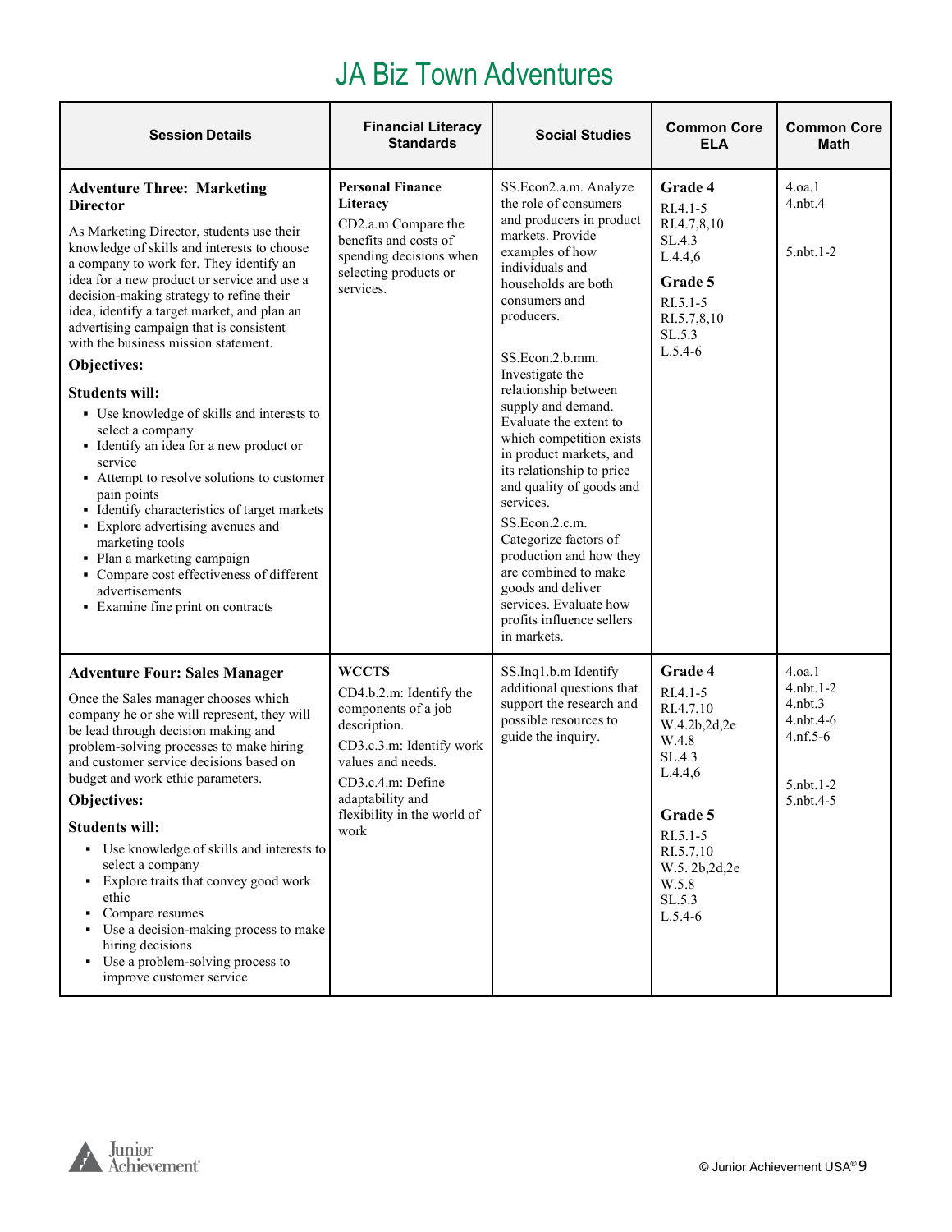# JA Biz Town Adventures

| Session Details | Financial Literacy Standards | Social Studies | Common Core ELA | Common Core Math |
|---|---|---|---|---|
| **Adventure Three: Marketing Director**<br>As Marketing Director, students use their knowledge of skills and interests to choose a company to work for. They identify an idea for a new product or service and use a decision-making strategy to refine their idea, identify a target market, and plan an advertising campaign that is consistent with the business mission statement.<br>**Objectives:**<br>**Students will:**<br>▪ Use knowledge of skills and interests to select a company<br>▪ Identify an idea for a new product or service<br>▪ Attempt to resolve solutions to customer pain points<br>▪ Identify characteristics of target markets<br>▪ Explore advertising avenues and marketing tools<br>▪ Plan a marketing campaign<br>▪ Compare cost effectiveness of different advertisements<br>▪ Examine fine print on contracts | **Personal Finance Literacy**<br>CD2.a.m Compare the benefits and costs of spending decisions when selecting products or services. | SS.Econ2.a.m. Analyze the role of consumers and producers in product markets. Provide examples of how individuals and households are both consumers and producers.<br><br>SS.Econ.2.b.mm. Investigate the relationship between supply and demand. Evaluate the extent to which competition exists in product markets, and its relationship to price and quality of goods and services.<br>SS.Econ.2.c.m. Categorize factors of production and how they are combined to make goods and deliver services. Evaluate how profits influence sellers in markets. | **Grade 4**<br>RI.4.1-5<br>RI.4.7,8,10<br>SL.4.3<br>L.4.4,6<br>**Grade 5**<br>RI.5.1-5<br>RI.5.7,8,10<br>SL.5.3<br>L.5.4-6 | 4.oa.1<br>4.nbt.4<br><br>5.nbt.1-2 |
| **Adventure Four: Sales Manager**<br>Once the Sales manager chooses which company he or she will represent, they will be lead through decision making and problem-solving processes to make hiring and customer service decisions based on budget and work ethic parameters.<br>**Objectives:**<br>**Students will:**<br>▪ Use knowledge of skills and interests to select a company<br>▪ Explore traits that convey good work ethic<br>▪ Compare resumes<br>▪ Use a decision-making process to make hiring decisions<br>▪ Use a problem-solving process to improve customer service | **WCCTS**<br>CD4.b.2.m: Identify the components of a job description.<br>CD3.c.3.m: Identify work values and needs.<br>CD3.c.4.m: Define adaptability and flexibility in the world of work | SS.Inq1.b.m Identify additional questions that support the research and possible resources to guide the inquiry. | **Grade 4**<br>RI.4.1-5<br>RI.4.7,10<br>W.4.2b,2d,2e<br>W.4.8<br>SL.4.3<br>L.4.4,6<br><br>**Grade 5**<br>RI.5.1-5<br>RI.5.7,10<br>W.5. 2b,2d,2e<br>W.5.8<br>SL.5.3<br>L.5.4-6 | 4.oa.1<br>4.nbt.1-2<br>4.nbt.3<br>4.nbt.4-6<br>4.nf.5-6<br><br>5.nbt.1-2<br>5.nbt.4-5 |

© Junior Achievement USA®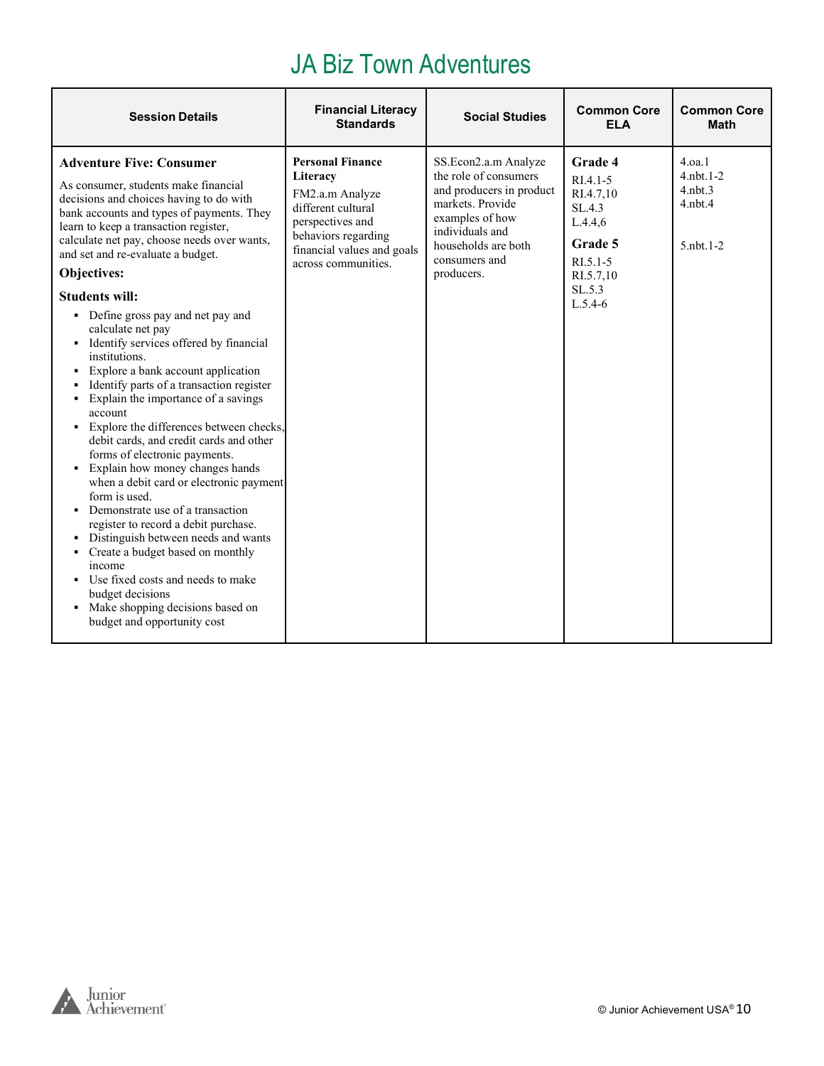# JA Biz Town Adventures

| Session Details | Financial Literacy Standards | Social Studies | Common Core ELA | Common Core Math |
|---|---|---|---|---|
| **Adventure Five: Consumer**<br><br>As consumer, students make financial decisions and choices having to do with bank accounts and types of payments. They learn to keep a transaction register, calculate net pay, choose needs over wants, and set and re-evaluate a budget.<br><br>**Objectives:**<br><br>**Students will:**<br>▪ Define gross pay and net pay and calculate net pay<br>▪ Identify services offered by financial institutions.<br>▪ Explore a bank account application<br>▪ Identify parts of a transaction register<br>▪ Explain the importance of a savings account<br>▪ Explore the differences between checks, debit cards, and credit cards and other forms of electronic payments.<br>▪ Explain how money changes hands when a debit card or electronic payment form is used.<br>▪ Demonstrate use of a transaction register to record a debit purchase.<br>▪ Distinguish between needs and wants<br>▪ Create a budget based on monthly income<br>▪ Use fixed costs and needs to make budget decisions<br>▪ Make shopping decisions based on budget and opportunity cost | **Personal Finance Literacy**<br><br>FM2.a.m Analyze different cultural perspectives and behaviors regarding financial values and goals across communities. | SS.Econ2.a.m Analyze the role of consumers and producers in product markets. Provide examples of how individuals and households are both consumers and producers. | **Grade 4**<br>RI.4.1-5<br>RI.4.7,10<br>SL.4.3<br>L.4.4,6<br><br>**Grade 5**<br>RI.5.1-5<br>RI.5.7,10<br>SL.5.3<br>L.5.4-6 | 4.oa.1<br>4.nbt.1-2<br>4.nbt.3<br>4.nbt.4<br><br>5.nbt.1-2 |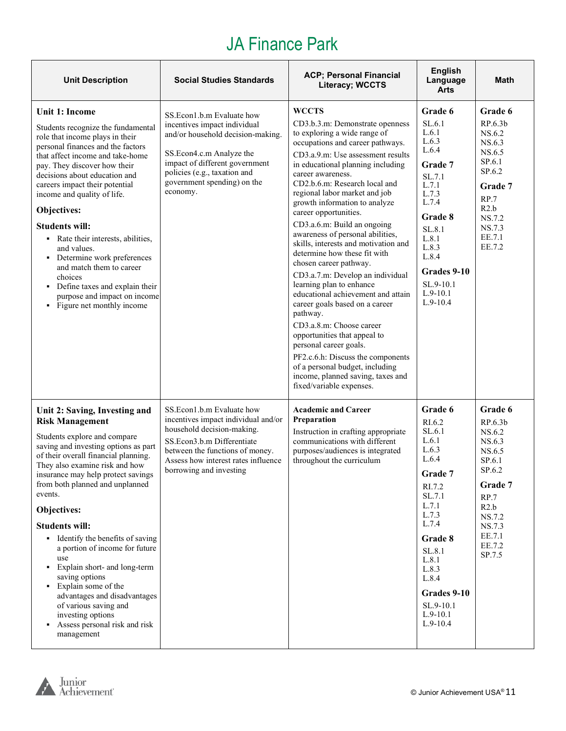# JA Finance Park

| Unit Description | Social Studies Standards | ACP; Personal Financial Literacy; WCCTS | English Language Arts | Math |
|---|---|---|---|---|
| **Unit 1: Income**<br><br>Students recognize the fundamental role that income plays in their personal finances and the factors that affect income and take-home pay. They discover how their decisions about education and careers impact their potential income and quality of life.<br><br>**Objectives:**<br><br>**Students will:**<br>▪ Rate their interests, abilities, and values.<br>▪ Determine work preferences and match them to career choices<br>▪ Define taxes and explain their purpose and impact on income<br>▪ Figure net monthly income | SS.Econ1.b.m Evaluate how incentives impact individual and/or household decision-making.<br><br>SS.Econ4.c.m Analyze the impact of different government policies (e.g., taxation and government spending) on the economy. | **WCCTS**<br>CD3.b.3.m: Demonstrate openness to exploring a wide range of occupations and career pathways.<br>CD3.a.9.m: Use assessment results in educational planning including career awareness.<br>CD2.b.6.m: Research local and regional labor market and job growth information to analyze career opportunities.<br>CD3.a.6.m: Build an ongoing awareness of personal abilities, skills, interests and motivation and determine how these fit with chosen career pathway.<br>CD3.a.7.m: Develop an individual learning plan to enhance educational achievement and attain career goals based on a career pathway.<br>CD3.a.8.m: Choose career opportunities that appeal to personal career goals.<br>PF2.c.6.h: Discuss the components of a personal budget, including income, planned saving, taxes and fixed/variable expenses. | **Grade 6**<br>SL.6.1<br>L.6.1<br>L.6.3<br>L.6.4<br>**Grade 7**<br>SL.7.1<br>L.7.1<br>L.7.3<br>L.7.4<br>**Grade 8**<br>SL.8.1<br>L.8.1<br>L.8.3<br>L.8.4<br>**Grades 9-10**<br>SL.9-10.1<br>L.9-10.1<br>L.9-10.4 | **Grade 6**<br>RP.6.3b<br>NS.6.2<br>NS.6.3<br>NS.6.5<br>SP.6.1<br>SP.6.2<br>**Grade 7**<br>RP.7<br>R2.b<br>NS.7.2<br>NS.7.3<br>EE.7.1<br>EE.7.2 |
| **Unit 2: Saving, Investing and Risk Management**<br><br>Students explore and compare saving and investing options as part of their overall financial planning. They also examine risk and how insurance may help protect savings from both planned and unplanned events.<br><br>**Objectives:**<br><br>**Students will:**<br>▪ Identify the benefits of saving a portion of income for future use<br>▪ Explain short- and long-term saving options<br>▪ Explain some of the advantages and disadvantages of various saving and investing options<br>▪ Assess personal risk and risk management | SS.Econ1.b.m Evaluate how incentives impact individual and/or household decision-making.<br>SS.Econ3.b.m Differentiate between the functions of money. Assess how interest rates influence borrowing and investing | **Academic and Career Preparation**<br>Instruction in crafting appropriate communications with different purposes/audiences is integrated throughout the curriculum | **Grade 6**<br>RI.6.2<br>SL.6.1<br>L.6.1<br>L.6.3<br>L.6.4<br>**Grade 7**<br>RI.7.2<br>SL.7.1<br>L.7.1<br>L.7.3<br>L.7.4<br>**Grade 8**<br>SL.8.1<br>L.8.1<br>L.8.3<br>L.8.4<br>**Grades 9-10**<br>SL.9-10.1<br>L.9-10.1<br>L.9-10.4 | **Grade 6**<br>RP.6.3b<br>NS.6.2<br>NS.6.3<br>NS.6.5<br>SP.6.1<br>SP.6.2<br>**Grade 7**<br>RP.7<br>R2.b<br>NS.7.2<br>NS.7.3<br>EE.7.1<br>EE.7.2<br>SP.7.5 |

© Junior Achievement USA®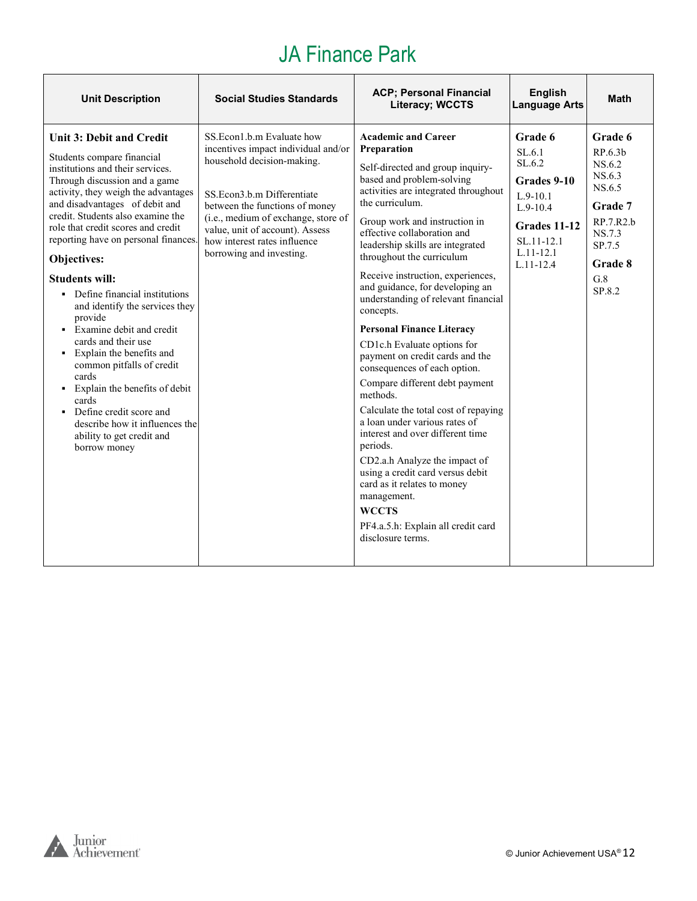# JA Finance Park

| Unit Description | Social Studies Standards | ACP; Personal Financial Literacy; WCCTS | English Language Arts | Math |
|---|---|---|---|---|
| **Unit 3: Debit and Credit**<br><br>Students compare financial institutions and their services. Through discussion and a game activity, they weigh the advantages and disadvantages of debit and credit. Students also examine the role that credit scores and credit reporting have on personal finances.<br><br>**Objectives:**<br><br>**Students will:**<br>▪ Define financial institutions and identify the services they provide<br>▪ Examine debit and credit cards and their use<br>▪ Explain the benefits and common pitfalls of credit cards<br>▪ Explain the benefits of debit cards<br>▪ Define credit score and describe how it influences the ability to get credit and borrow money | SS.Econ1.b.m Evaluate how incentives impact individual and/or household decision-making.<br><br>SS.Econ3.b.m Differentiate between the functions of money (i.e., medium of exchange, store of value, unit of account). Assess how interest rates influence borrowing and investing. | **Academic and Career Preparation**<br><br>Self-directed and group inquiry-based and problem-solving activities are integrated throughout the curriculum.<br><br>Group work and instruction in effective collaboration and leadership skills are integrated throughout the curriculum<br><br>Receive instruction, experiences, and guidance, for developing an understanding of relevant financial concepts.<br><br>**Personal Finance Literacy**<br><br>CD1c.h Evaluate options for payment on credit cards and the consequences of each option.<br><br>Compare different debt payment methods.<br><br>Calculate the total cost of repaying a loan under various rates of interest and over different time periods.<br><br>CD2.a.h Analyze the impact of using a credit card versus debit card as it relates to money management.<br><br>**WCCTS**<br><br>PF4.a.5.h: Explain all credit card disclosure terms. | **Grade 6**<br>SL.6.1<br>SL.6.2<br><br>**Grades 9-10**<br>L.9-10.1<br>L.9-10.4<br><br>**Grades 11-12**<br>SL.11-12.1<br>L.11-12.1<br>L.11-12.4 | **Grade 6**<br>RP.6.3b<br>NS.6.2<br>NS.6.3<br>NS.6.5<br><br>**Grade 7**<br>RP.7.R2.b<br>NS.7.3<br>SP.7.5<br><br>**Grade 8**<br>G.8<br>SP.8.2 |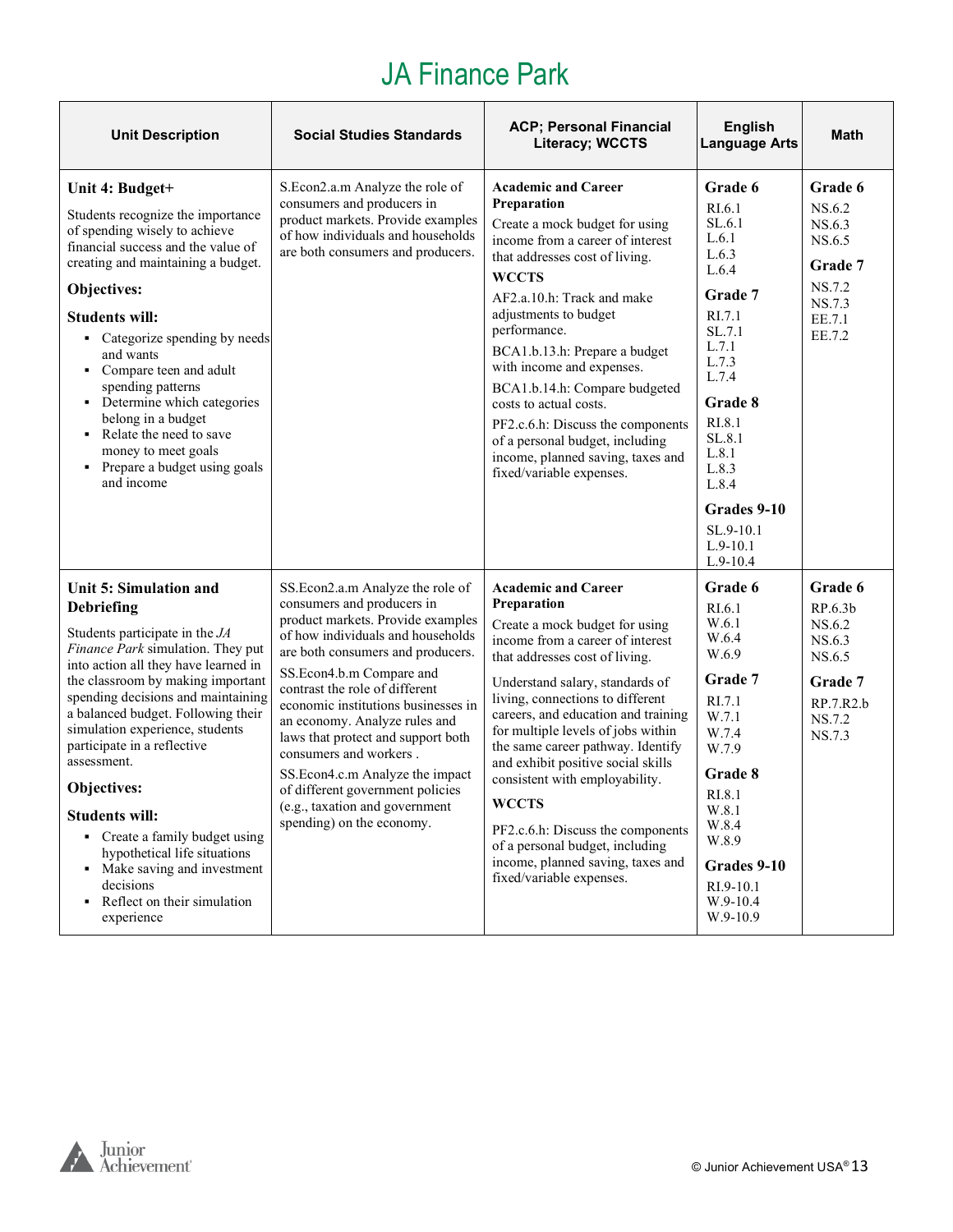# JA Finance Park

| Unit Description | Social Studies Standards | ACP; Personal Financial Literacy; WCCTS | English Language Arts | Math |
|---|---|---|---|---|
| **Unit 4: Budget+**<br><br>Students recognize the importance of spending wisely to achieve financial success and the value of creating and maintaining a budget.<br><br>**Objectives:**<br><br>**Students will:**<br>▪ Categorize spending by needs and wants<br>▪ Compare teen and adult spending patterns<br>▪ Determine which categories belong in a budget<br>▪ Relate the need to save money to meet goals<br>▪ Prepare a budget using goals and income | S.Econ2.a.m Analyze the role of consumers and producers in product markets. Provide examples of how individuals and households are both consumers and producers. | **Academic and Career Preparation**<br>Create a mock budget for using income from a career of interest that addresses cost of living.<br>**WCCTS**<br>AF2.a.10.h: Track and make adjustments to budget performance.<br>BCA1.b.13.h: Prepare a budget with income and expenses.<br>BCA1.b.14.h: Compare budgeted costs to actual costs.<br>PF2.c.6.h: Discuss the components of a personal budget, including income, planned saving, taxes and fixed/variable expenses. | **Grade 6**<br>RI.6.1<br>SL.6.1<br>L.6.1<br>L.6.3<br>L.6.4<br>**Grade 7**<br>RI.7.1<br>SL.7.1<br>L.7.1<br>L.7.3<br>L.7.4<br>**Grade 8**<br>RI.8.1<br>SL.8.1<br>L.8.1<br>L.8.3<br>L.8.4<br>**Grades 9-10**<br>SL.9-10.1<br>L.9-10.1<br>L.9-10.4 | **Grade 6**<br>NS.6.2<br>NS.6.3<br>NS.6.5<br>**Grade 7**<br>NS.7.2<br>NS.7.3<br>EE.7.1<br>EE.7.2 |
| **Unit 5: Simulation and Debriefing**<br><br>Students participate in the *JA Finance Park* simulation. They put into action all they have learned in the classroom by making important spending decisions and maintaining a balanced budget. Following their simulation experience, students participate in a reflective assessment.<br><br>**Objectives:**<br><br>**Students will:**<br>▪ Create a family budget using hypothetical life situations<br>▪ Make saving and investment decisions<br>▪ Reflect on their simulation experience | SS.Econ2.a.m Analyze the role of consumers and producers in product markets. Provide examples of how individuals and households are both consumers and producers.<br>SS.Econ4.b.m Compare and contrast the role of different economic institutions businesses in an economy. Analyze rules and laws that protect and support both consumers and workers .<br>SS.Econ4.c.m Analyze the impact of different government policies (e.g., taxation and government spending) on the economy. | **Academic and Career Preparation**<br>Create a mock budget for using income from a career of interest that addresses cost of living.<br>Understand salary, standards of living, connections to different careers, and education and training for multiple levels of jobs within the same career pathway. Identify and exhibit positive social skills consistent with employability.<br>**WCCTS**<br>PF2.c.6.h: Discuss the components of a personal budget, including income, planned saving, taxes and fixed/variable expenses. | **Grade 6**<br>RI.6.1<br>W.6.1<br>W.6.4<br>W.6.9<br>**Grade 7**<br>RI.7.1<br>W.7.1<br>W.7.4<br>W.7.9<br>**Grade 8**<br>RI.8.1<br>W.8.1<br>W.8.4<br>W.8.9<br>**Grades 9-10**<br>RI.9-10.1<br>W.9-10.4<br>W.9-10.9 | **Grade 6**<br>RP.6.3b<br>NS.6.2<br>NS.6.3<br>NS.6.5<br>**Grade 7**<br>RP.7.R2.b<br>NS.7.2<br>NS.7.3 |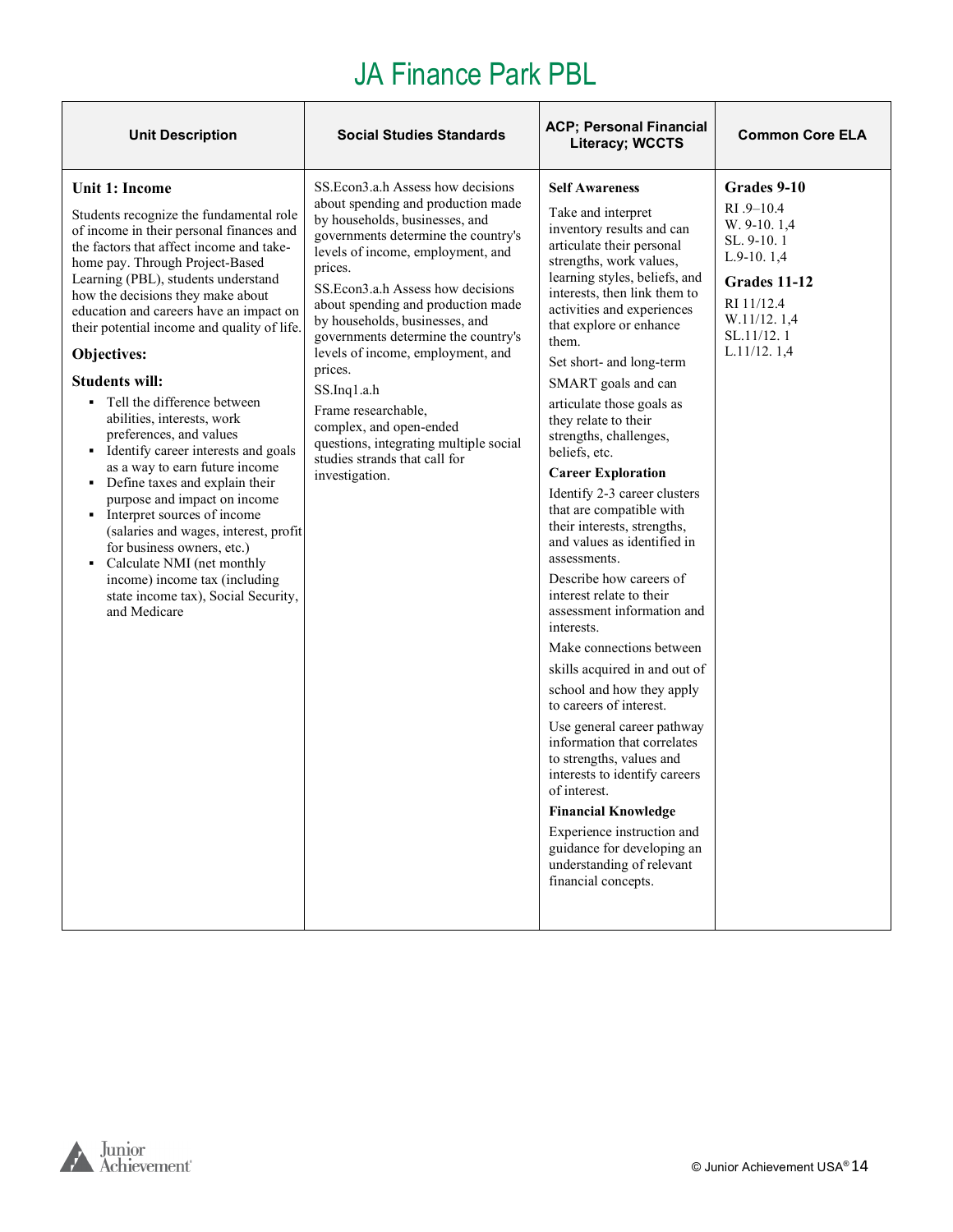# JA Finance Park PBL

| Unit Description | Social Studies Standards | ACP; Personal Financial Literacy; WCCTS | Common Core ELA |
|---|---|---|---|
| **Unit 1: Income**<br><br>Students recognize the fundamental role of income in their personal finances and the factors that affect income and take-home pay. Through Project-Based Learning (PBL), students understand how the decisions they make about education and careers have an impact on their potential income and quality of life.<br><br>**Objectives:**<br><br>**Students will:**<br>▪ Tell the difference between abilities, interests, work preferences, and values<br>▪ Identify career interests and goals as a way to earn future income<br>▪ Define taxes and explain their purpose and impact on income<br>▪ Interpret sources of income (salaries and wages, interest, profit for business owners, etc.)<br>▪ Calculate NMI (net monthly income) income tax (including state income tax), Social Security, and Medicare | SS.Econ3.a.h Assess how decisions about spending and production made by households, businesses, and governments determine the country's levels of income, employment, and prices.<br><br>SS.Econ3.a.h Assess how decisions about spending and production made by households, businesses, and governments determine the country's levels of income, employment, and prices.<br><br>SS.Inq1.a.h<br>Frame researchable, complex, and open-ended questions, integrating multiple social studies strands that call for investigation. | **Self Awareness**<br><br>Take and interpret inventory results and can articulate their personal strengths, work values, learning styles, beliefs, and interests, then link them to activities and experiences that explore or enhance them.<br><br>Set short- and long-term SMART goals and can articulate those goals as they relate to their strengths, challenges, beliefs, etc.<br><br>**Career Exploration**<br><br>Identify 2-3 career clusters that are compatible with their interests, strengths, and values as identified in assessments.<br><br>Describe how careers of interest relate to their assessment information and interests.<br><br>Make connections between skills acquired in and out of school and how they apply to careers of interest.<br><br>Use general career pathway information that correlates to strengths, values and interests to identify careers of interest.<br><br>**Financial Knowledge**<br><br>Experience instruction and guidance for developing an understanding of relevant financial concepts. | **Grades 9-10**<br>RI .9–10.4<br>W. 9-10. 1,4<br>SL. 9-10. 1<br>L.9-10. 1,4<br><br>**Grades 11-12**<br>RI 11/12.4<br>W.11/12. 1,4<br>SL.11/12. 1<br>L.11/12. 1,4 |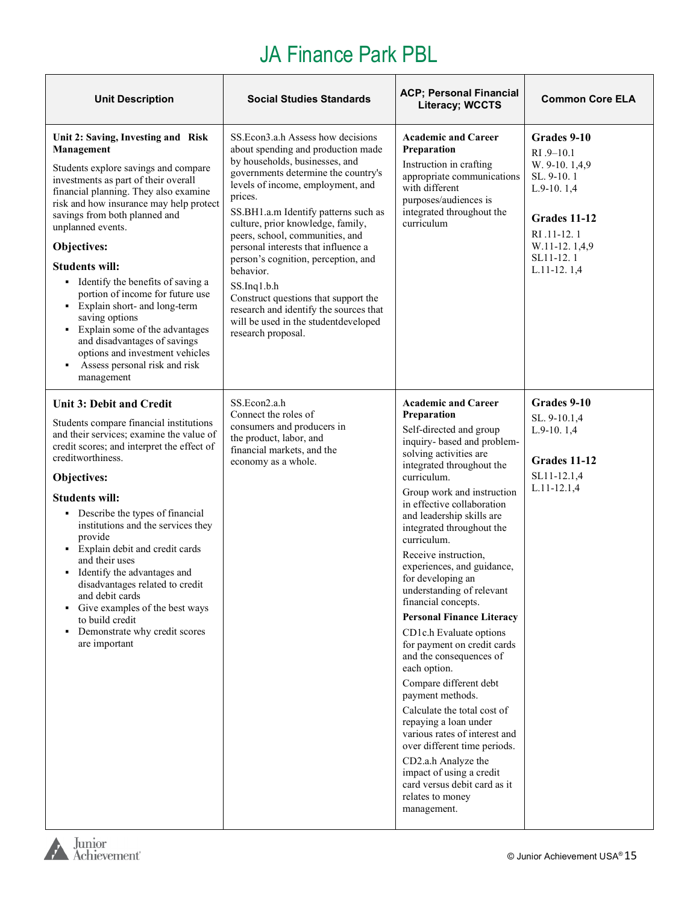# JA Finance Park PBL

| Unit Description | Social Studies Standards | ACP; Personal Financial Literacy; WCCTS | Common Core ELA |
|---|---|---|---|
| **Unit 2: Saving, Investing and Risk Management**<br><br>Students explore savings and compare investments as part of their overall financial planning. They also examine risk and how insurance may help protect savings from both planned and unplanned events.<br><br>**Objectives:**<br><br>**Students will:**<br>▪ Identify the benefits of saving a portion of income for future use<br>▪ Explain short- and long-term saving options<br>▪ Explain some of the advantages and disadvantages of savings options and investment vehicles<br>▪ Assess personal risk and risk management | SS.Econ3.a.h Assess how decisions about spending and production made by households, businesses, and governments determine the country's levels of income, employment, and prices.<br><br>SS.BH1.a.m Identify patterns such as culture, prior knowledge, family, peers, school, communities, and personal interests that influence a person's cognition, perception, and behavior.<br><br>SS.Inq1.b.h<br>Construct questions that support the research and identify the sources that will be used in the studentdeveloped research proposal. | **Academic and Career Preparation**<br>Instruction in crafting appropriate communications with different purposes/audiences is integrated throughout the curriculum | **Grades 9-10**<br>RI .9–10.1<br>W. 9-10. 1,4,9<br>SL. 9-10. 1<br>L.9-10. 1,4<br><br>**Grades 11-12**<br>RI .11-12. 1<br>W.11-12. 1,4,9<br>SL11-12. 1<br>L.11-12. 1,4 |
| **Unit 3: Debit and Credit**<br><br>Students compare financial institutions and their services; examine the value of credit scores; and interpret the effect of creditworthiness.<br><br>**Objectives:**<br><br>**Students will:**<br>▪ Describe the types of financial institutions and the services they provide<br>▪ Explain debit and credit cards and their uses<br>▪ Identify the advantages and disadvantages related to credit and debit cards<br>▪ Give examples of the best ways to build credit<br>▪ Demonstrate why credit scores are important | SS.Econ2.a.h<br>Connect the roles of consumers and producers in the product, labor, and financial markets, and the economy as a whole. | **Academic and Career Preparation**<br>Self-directed and group inquiry- based and problem-solving activities are integrated throughout the curriculum.<br><br>Group work and instruction in effective collaboration and leadership skills are integrated throughout the curriculum.<br><br>Receive instruction, experiences, and guidance, for developing an understanding of relevant financial concepts.<br><br>**Personal Finance Literacy**<br>CD1c.h Evaluate options for payment on credit cards and the consequences of each option.<br><br>Compare different debt payment methods.<br><br>Calculate the total cost of repaying a loan under various rates of interest and over different time periods.<br><br>CD2.a.h Analyze the impact of using a credit card versus debit card as it relates to money management. | **Grades 9-10**<br>SL. 9-10.1,4<br>L.9-10. 1,4<br><br>**Grades 11-12**<br>SL11-12.1,4<br>L.11-12.1,4 |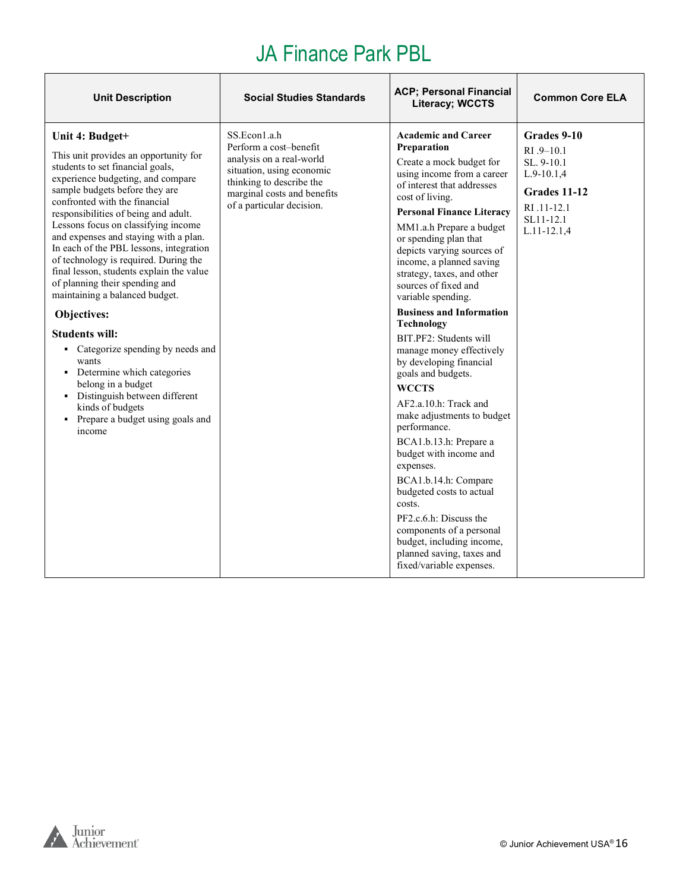# JA Finance Park PBL

| Unit Description | Social Studies Standards | ACP; Personal Financial Literacy; WCCTS | Common Core ELA |
|---|---|---|---|
| **Unit 4: Budget+**<br><br>This unit provides an opportunity for students to set financial goals, experience budgeting, and compare sample budgets before they are confronted with the financial responsibilities of being and adult. Lessons focus on classifying income and expenses and staying with a plan. In each of the PBL lessons, integration of technology is required. During the final lesson, students explain the value of planning their spending and maintaining a balanced budget.<br><br>**Objectives:**<br><br>**Students will:**<br>▪ Categorize spending by needs and wants<br>▪ Determine which categories belong in a budget<br>▪ Distinguish between different kinds of budgets<br>▪ Prepare a budget using goals and income | SS.Econ1.a.h<br>Perform a cost–benefit analysis on a real-world situation, using economic thinking to describe the marginal costs and benefits of a particular decision. | **Academic and Career Preparation**<br>Create a mock budget for using income from a career of interest that addresses cost of living.<br>**Personal Finance Literacy**<br>MM1.a.h Prepare a budget or spending plan that depicts varying sources of income, a planned saving strategy, taxes, and other sources of fixed and variable spending.<br>**Business and Information Technology**<br>BIT.PF2: Students will manage money effectively by developing financial goals and budgets.<br>**WCCTS**<br>AF2.a.10.h: Track and make adjustments to budget performance.<br>BCA1.b.13.h: Prepare a budget with income and expenses.<br>BCA1.b.14.h: Compare budgeted costs to actual costs.<br>PF2.c.6.h: Discuss the components of a personal budget, including income, planned saving, taxes and fixed/variable expenses. | **Grades 9-10**<br>RI .9–10.1<br>SL. 9-10.1<br>L.9-10.1,4<br>**Grades 11-12**<br>RI .11-12.1<br>SL11-12.1<br>L.11-12.1,4 |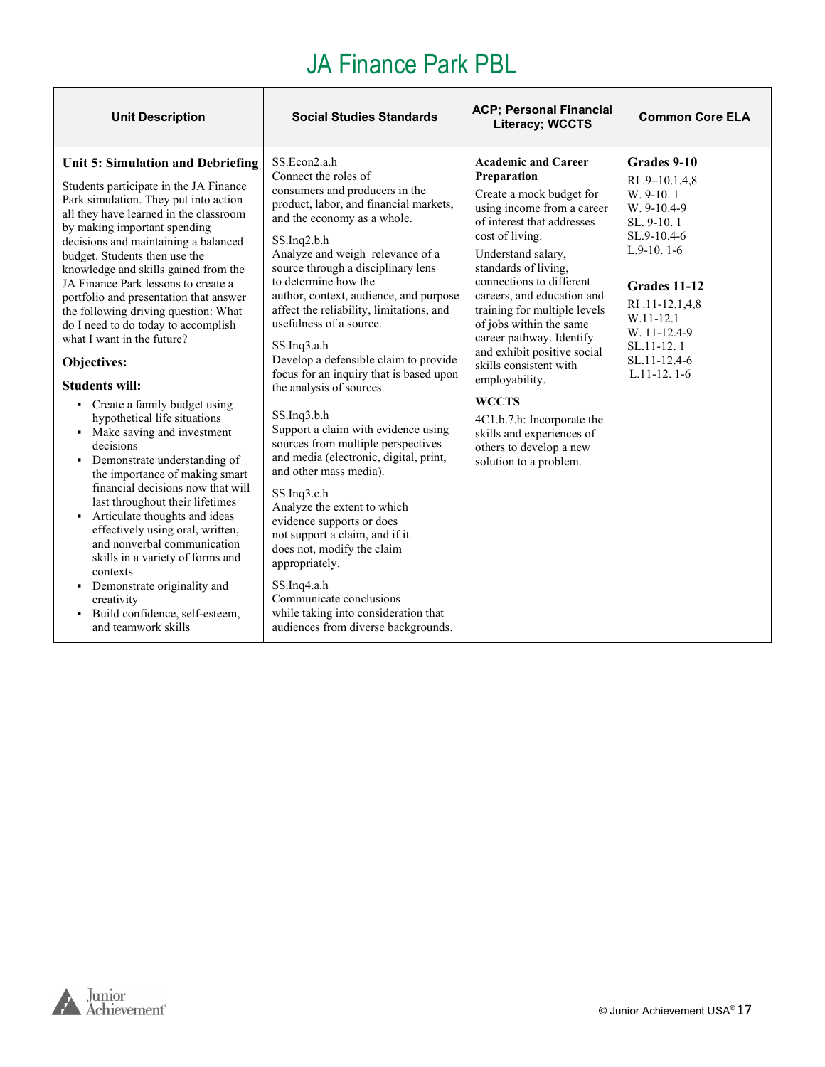# JA Finance Park PBL

| Unit Description | Social Studies Standards | ACP; Personal Financial Literacy; WCCTS | Common Core ELA |
|---|---|---|---|
| **Unit 5: Simulation and Debriefing**<br><br>Students participate in the JA Finance Park simulation. They put into action all they have learned in the classroom by making important spending decisions and maintaining a balanced budget. Students then use the knowledge and skills gained from the JA Finance Park lessons to create a portfolio and presentation that answer the following driving question: What do I need to do today to accomplish what I want in the future?<br><br>**Objectives:**<br><br>**Students will:**<br>▪ Create a family budget using hypothetical life situations<br>▪ Make saving and investment decisions<br>▪ Demonstrate understanding of the importance of making smart financial decisions now that will last throughout their lifetimes<br>▪ Articulate thoughts and ideas effectively using oral, written, and nonverbal communication skills in a variety of forms and contexts<br>▪ Demonstrate originality and creativity<br>▪ Build confidence, self-esteem, and teamwork skills | SS.Econ2.a.h<br>Connect the roles of consumers and producers in the product, labor, and financial markets, and the economy as a whole.<br><br>SS.Inq2.b.h<br>Analyze and weigh relevance of a source through a disciplinary lens to determine how the author, context, audience, and purpose affect the reliability, limitations, and usefulness of a source.<br><br>SS.Inq3.a.h<br>Develop a defensible claim to provide focus for an inquiry that is based upon the analysis of sources.<br><br>SS.Inq3.b.h<br>Support a claim with evidence using sources from multiple perspectives and media (electronic, digital, print, and other mass media).<br><br>SS.Inq3.c.h<br>Analyze the extent to which evidence supports or does not support a claim, and if it does not, modify the claim appropriately.<br><br>SS.Inq4.a.h<br>Communicate conclusions while taking into consideration that audiences from diverse backgrounds. | **Academic and Career Preparation**<br>Create a mock budget for using income from a career of interest that addresses cost of living.<br><br>Understand salary, standards of living, connections to different careers, and education and training for multiple levels of jobs within the same career pathway. Identify and exhibit positive social skills consistent with employability.<br><br>**WCCTS**<br>4C1.b.7.h: Incorporate the skills and experiences of others to develop a new solution to a problem. | **Grades 9-10**<br>RI .9–10.1,4,8<br>W. 9-10. 1<br>W. 9-10.4-9<br>SL. 9-10. 1<br>SL.9-10.4-6<br>L.9-10. 1-6<br><br>**Grades 11-12**<br>RI .11-12.1,4,8<br>W.11-12.1<br>W. 11-12.4-9<br>SL.11-12. 1<br>SL.11-12.4-6<br>L.11-12. 1-6 |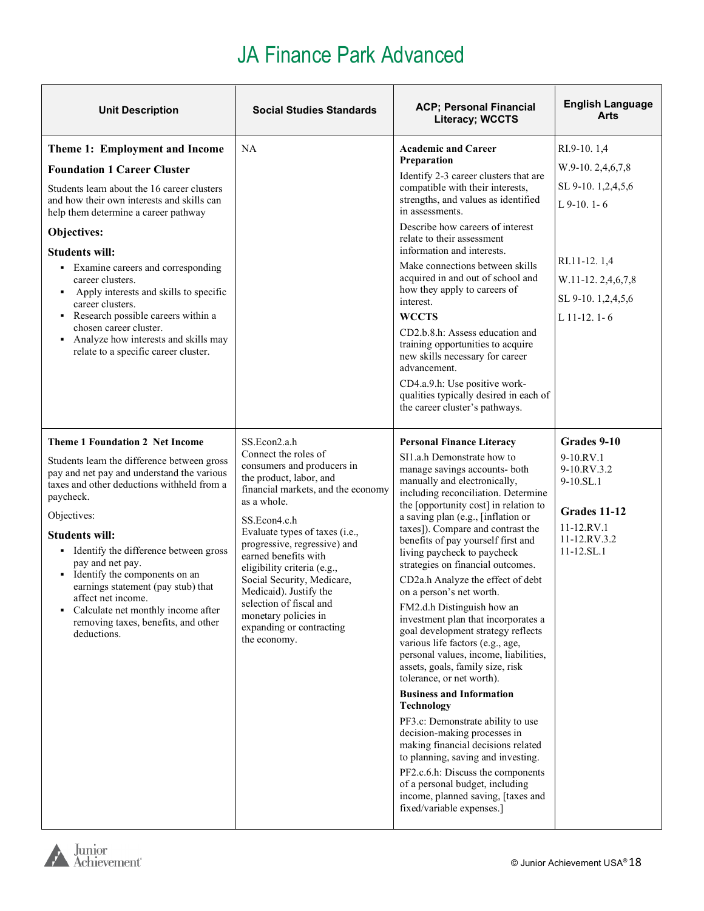# JA Finance Park Advanced

| Unit Description | Social Studies Standards | ACP; Personal Financial Literacy; WCCTS | English Language Arts |
|---|---|---|---|
| **Theme 1: Employment and Income**<br><br>**Foundation 1 Career Cluster**<br><br>Students learn about the 16 career clusters and how their own interests and skills can help them determine a career pathway<br><br>**Objectives:**<br><br>**Students will:**<br>▪ Examine careers and corresponding career clusters.<br>▪ Apply interests and skills to specific career clusters.<br>▪ Research possible careers within a chosen career cluster.<br>▪ Analyze how interests and skills may relate to a specific career cluster. | NA | **Academic and Career Preparation**<br><br>Identify 2-3 career clusters that are compatible with their interests, strengths, and values as identified in assessments.<br><br>Describe how careers of interest relate to their assessment information and interests.<br><br>Make connections between skills acquired in and out of school and how they apply to careers of interest.<br><br>**WCCTS**<br><br>CD2.b.8.h: Assess education and training opportunities to acquire new skills necessary for career advancement.<br><br>CD4.a.9.h: Use positive work-qualities typically desired in each of the career cluster's pathways. | RI.9-10. 1,4<br><br>W.9-10. 2,4,6,7,8<br><br>SL 9-10. 1,2,4,5,6<br><br>L 9-10. 1- 6<br><br>RI.11-12. 1,4<br><br>W.11-12. 2,4,6,7,8<br><br>SL 9-10. 1,2,4,5,6<br><br>L 11-12. 1- 6 |
| **Theme 1 Foundation 2 Net Income**<br><br>Students learn the difference between gross pay and net pay and understand the various taxes and other deductions withheld from a paycheck.<br><br>Objectives:<br><br>**Students will:**<br>▪ Identify the difference between gross pay and net pay.<br>▪ Identify the components on an earnings statement (pay stub) that affect net income.<br>▪ Calculate net monthly income after removing taxes, benefits, and other deductions. | SS.Econ2.a.h<br>Connect the roles of consumers and producers in the product, labor, and financial markets, and the economy as a whole.<br><br>SS.Econ4.c.h<br>Evaluate types of taxes (i.e., progressive, regressive) and earned benefits with eligibility criteria (e.g., Social Security, Medicare, Medicaid). Justify the selection of fiscal and monetary policies in expanding or contracting the economy. | **Personal Finance Literacy**<br><br>SI1.a.h Demonstrate how to manage savings accounts- both manually and electronically, including reconciliation. Determine the [opportunity cost] in relation to a saving plan (e.g., [inflation or taxes]). Compare and contrast the benefits of pay yourself first and living paycheck to paycheck strategies on financial outcomes.<br><br>CD2a.h Analyze the effect of debt on a person's net worth.<br><br>FM2.d.h Distinguish how an investment plan that incorporates a goal development strategy reflects various life factors (e.g., age, personal values, income, liabilities, assets, goals, family size, risk tolerance, or net worth).<br><br>**Business and Information Technology**<br><br>PF3.c: Demonstrate ability to use decision-making processes in making financial decisions related to planning, saving and investing.<br><br>PF2.c.6.h: Discuss the components of a personal budget, including income, planned saving, [taxes and fixed/variable expenses.] | **Grades 9-10**<br>9-10.RV.1<br>9-10.RV.3.2<br>9-10.SL.1<br><br>**Grades 11-12**<br>11-12.RV.1<br>11-12.RV.3.2<br>11-12.SL.1 |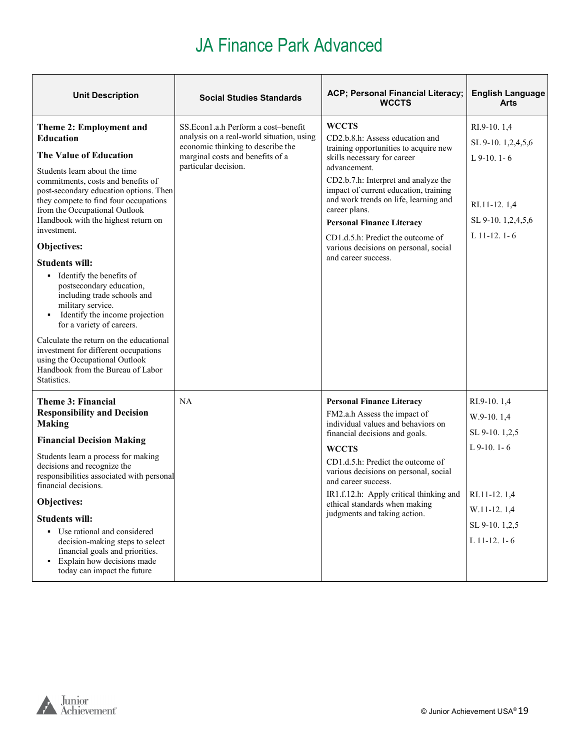# JA Finance Park Advanced

| Unit Description | Social Studies Standards | ACP; Personal Financial Literacy; WCCTS | English Language Arts |
|---|---|---|---|
| **Theme 2: Employment and Education**<br><br>**The Value of Education**<br><br>Students learn about the time commitments, costs and benefits of post-secondary education options. Then they compete to find four occupations from the Occupational Outlook Handbook with the highest return on investment.<br><br>**Objectives:**<br><br>**Students will:**<br>▪ Identify the benefits of postsecondary education, including trade schools and military service.<br>▪ Identify the income projection for a variety of careers.<br><br>Calculate the return on the educational investment for different occupations using the Occupational Outlook Handbook from the Bureau of Labor Statistics. | SS.Econ1.a.h Perform a cost–benefit analysis on a real-world situation, using economic thinking to describe the marginal costs and benefits of a particular decision. | **WCCTS**<br>CD2.b.8.h: Assess education and training opportunities to acquire new skills necessary for career advancement.<br>CD2.b.7.h: Interpret and analyze the impact of current education, training and work trends on life, learning and career plans.<br>**Personal Finance Literacy**<br>CD1.d.5.h: Predict the outcome of various decisions on personal, social and career success. | RI.9-10. 1,4<br>SL 9-10. 1,2,4,5,6<br>L 9-10. 1- 6<br><br>RI.11-12. 1,4<br>SL 9-10. 1,2,4,5,6<br>L 11-12. 1- 6 |
| **Theme 3: Financial Responsibility and Decision Making**<br><br>**Financial Decision Making**<br><br>Students learn a process for making decisions and recognize the responsibilities associated with personal financial decisions.<br><br>**Objectives:**<br><br>**Students will:**<br>▪ Use rational and considered decision-making steps to select financial goals and priorities.<br>▪ Explain how decisions made today can impact the future | NA | **Personal Finance Literacy**<br>FM2.a.h Assess the impact of individual values and behaviors on financial decisions and goals.<br>**WCCTS**<br>CD1.d.5.h: Predict the outcome of various decisions on personal, social and career success.<br>IR1.f.12.h: Apply critical thinking and ethical standards when making judgments and taking action. | RI.9-10. 1,4<br>W.9-10. 1,4<br>SL 9-10. 1,2,5<br>L 9-10. 1- 6<br><br>RI.11-12. 1,4<br>W.11-12. 1,4<br>SL 9-10. 1,2,5<br>L 11-12. 1- 6 |

© Junior Achievement USA®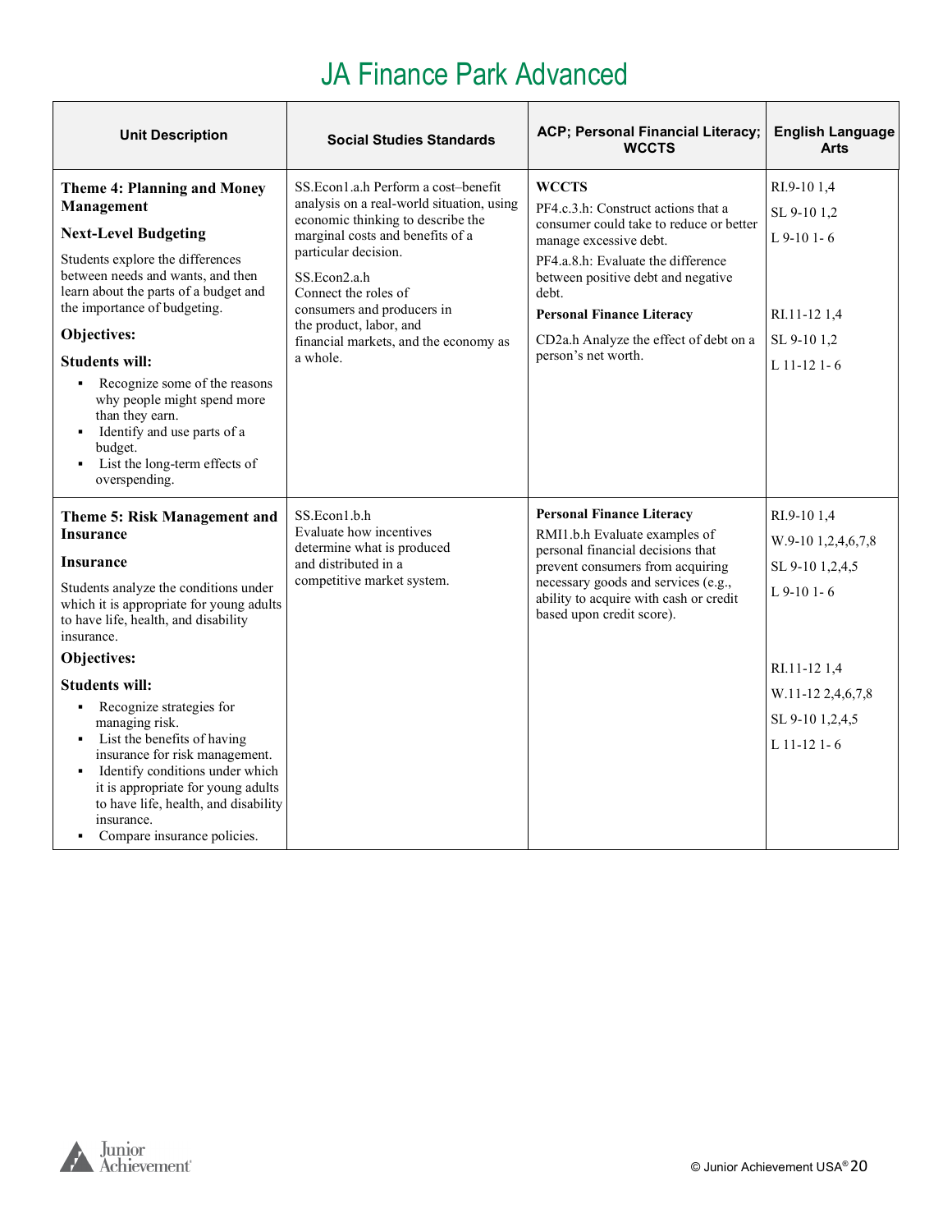# JA Finance Park Advanced

| Unit Description | Social Studies Standards | ACP; Personal Financial Literacy; WCCTS | English Language Arts |
|---|---|---|---|
| **Theme 4: Planning and Money Management**<br><br>**Next-Level Budgeting**<br><br>Students explore the differences between needs and wants, and then learn about the parts of a budget and the importance of budgeting.<br><br>**Objectives:**<br><br>**Students will:**<br>- Recognize some of the reasons why people might spend more than they earn.<br>- Identify and use parts of a budget.<br>- List the long-term effects of overspending. | SS.Econ1.a.h Perform a cost–benefit analysis on a real-world situation, using economic thinking to describe the marginal costs and benefits of a particular decision.<br><br>SS.Econ2.a.h<br>Connect the roles of consumers and producers in the product, labor, and financial markets, and the economy as a whole. | **WCCTS**<br><br>PF4.c.3.h: Construct actions that a consumer could take to reduce or better manage excessive debt.<br><br>PF4.a.8.h: Evaluate the difference between positive debt and negative debt.<br><br>**Personal Finance Literacy**<br><br>CD2a.h Analyze the effect of debt on a person's net worth. | RI.9-10 1,4<br><br>SL 9-10 1,2<br><br>L 9-10 1- 6<br><br>RI.11-12 1,4<br><br>SL 9-10 1,2<br><br>L 11-12 1- 6 |
| **Theme 5: Risk Management and Insurance**<br><br>**Insurance**<br><br>Students analyze the conditions under which it is appropriate for young adults to have life, health, and disability insurance.<br><br>**Objectives:**<br><br>**Students will:**<br>- Recognize strategies for managing risk.<br>- List the benefits of having insurance for risk management.<br>- Identify conditions under which it is appropriate for young adults to have life, health, and disability insurance.<br>- Compare insurance policies. | SS.Econ1.b.h<br>Evaluate how incentives determine what is produced and distributed in a competitive market system. | **Personal Finance Literacy**<br><br>RMI1.b.h Evaluate examples of personal financial decisions that prevent consumers from acquiring necessary goods and services (e.g., ability to acquire with cash or credit based upon credit score). | RI.9-10 1,4<br><br>W.9-10 1,2,4,6,7,8<br><br>SL 9-10 1,2,4,5<br><br>L 9-10 1- 6<br><br>RI.11-12 1,4<br><br>W.11-12 2,4,6,7,8<br><br>SL 9-10 1,2,4,5<br><br>L 11-12 1- 6 |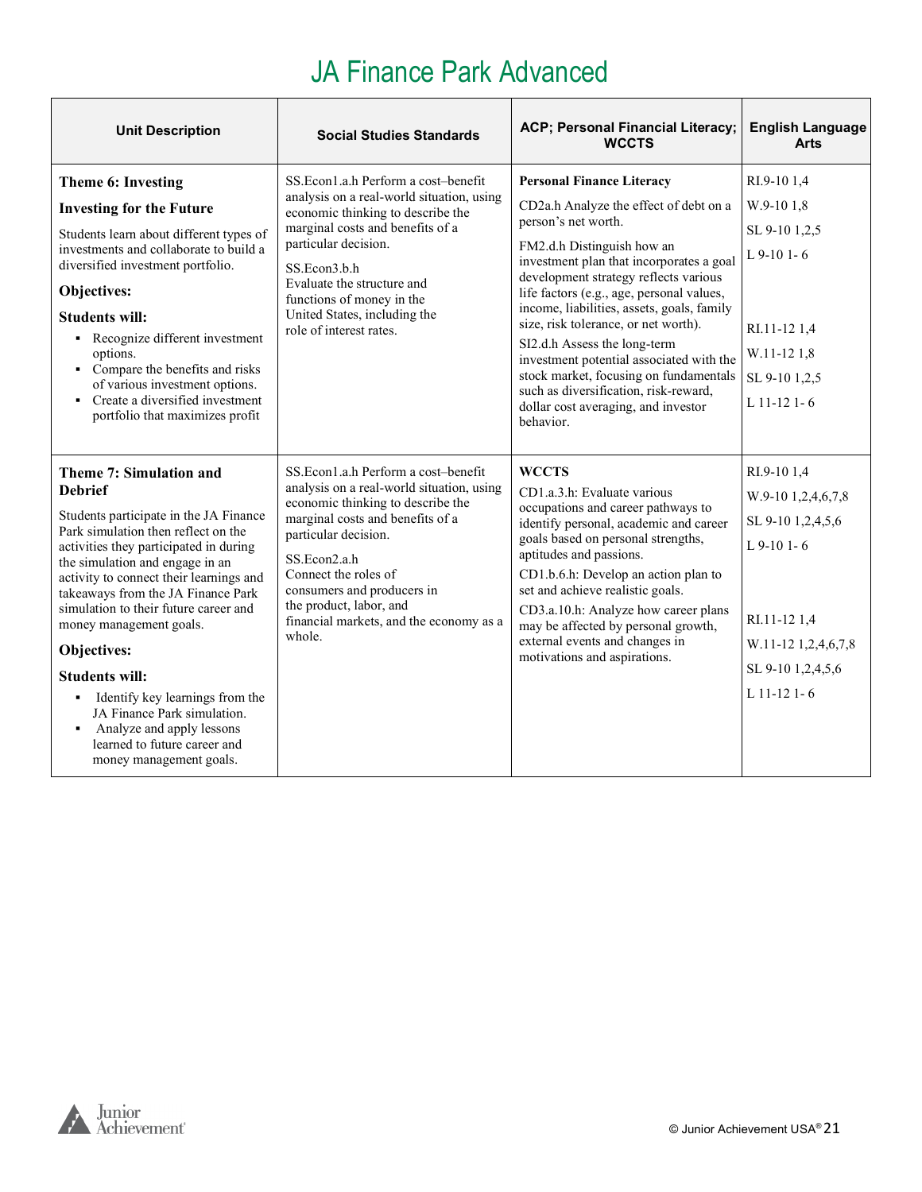# JA Finance Park Advanced

| Unit Description | Social Studies Standards | ACP; Personal Financial Literacy; WCCTS | English Language Arts |
|---|---|---|---|
| **Theme 6: Investing**<br>**Investing for the Future**<br>Students learn about different types of investments and collaborate to build a diversified investment portfolio.<br>**Objectives:**<br>**Students will:**<br>▪ Recognize different investment options.<br>▪ Compare the benefits and risks of various investment options.<br>▪ Create a diversified investment portfolio that maximizes profit | SS.Econ1.a.h Perform a cost–benefit analysis on a real-world situation, using economic thinking to describe the marginal costs and benefits of a particular decision.<br>SS.Econ3.b.h Evaluate the structure and functions of money in the United States, including the role of interest rates. | **Personal Finance Literacy**<br>CD2a.h Analyze the effect of debt on a person's net worth.<br>FM2.d.h Distinguish how an investment plan that incorporates a goal development strategy reflects various life factors (e.g., age, personal values, income, liabilities, assets, goals, family size, risk tolerance, or net worth).<br>SI2.d.h Assess the long-term investment potential associated with the stock market, focusing on fundamentals such as diversification, risk-reward, dollar cost averaging, and investor behavior. | RI.9-10 1,4<br>W.9-10 1,8<br>SL 9-10 1,2,5<br>L 9-10 1- 6<br><br>RI.11-12 1,4<br>W.11-12 1,8<br>SL 9-10 1,2,5<br>L 11-12 1- 6 |
| **Theme 7: Simulation and Debrief**<br>Students participate in the JA Finance Park simulation then reflect on the activities they participated in during the simulation and engage in an activity to connect their learnings and takeaways from the JA Finance Park simulation to their future career and money management goals.<br>**Objectives:**<br>**Students will:**<br>▪ Identify key learnings from the JA Finance Park simulation.<br>▪ Analyze and apply lessons learned to future career and money management goals. | SS.Econ1.a.h Perform a cost–benefit analysis on a real-world situation, using economic thinking to describe the marginal costs and benefits of a particular decision.<br>SS.Econ2.a.h Connect the roles of consumers and producers in the product, labor, and financial markets, and the economy as a whole. | **WCCTS**<br>CD1.a.3.h: Evaluate various occupations and career pathways to identify personal, academic and career goals based on personal strengths, aptitudes and passions.<br>CD1.b.6.h: Develop an action plan to set and achieve realistic goals.<br>CD3.a.10.h: Analyze how career plans may be affected by personal growth, external events and changes in motivations and aspirations. | RI.9-10 1,4<br>W.9-10 1,2,4,6,7,8<br>SL 9-10 1,2,4,5,6<br>L 9-10 1- 6<br><br>RI.11-12 1,4<br>W.11-12 1,2,4,6,7,8<br>SL 9-10 1,2,4,5,6<br>L 11-12 1- 6 |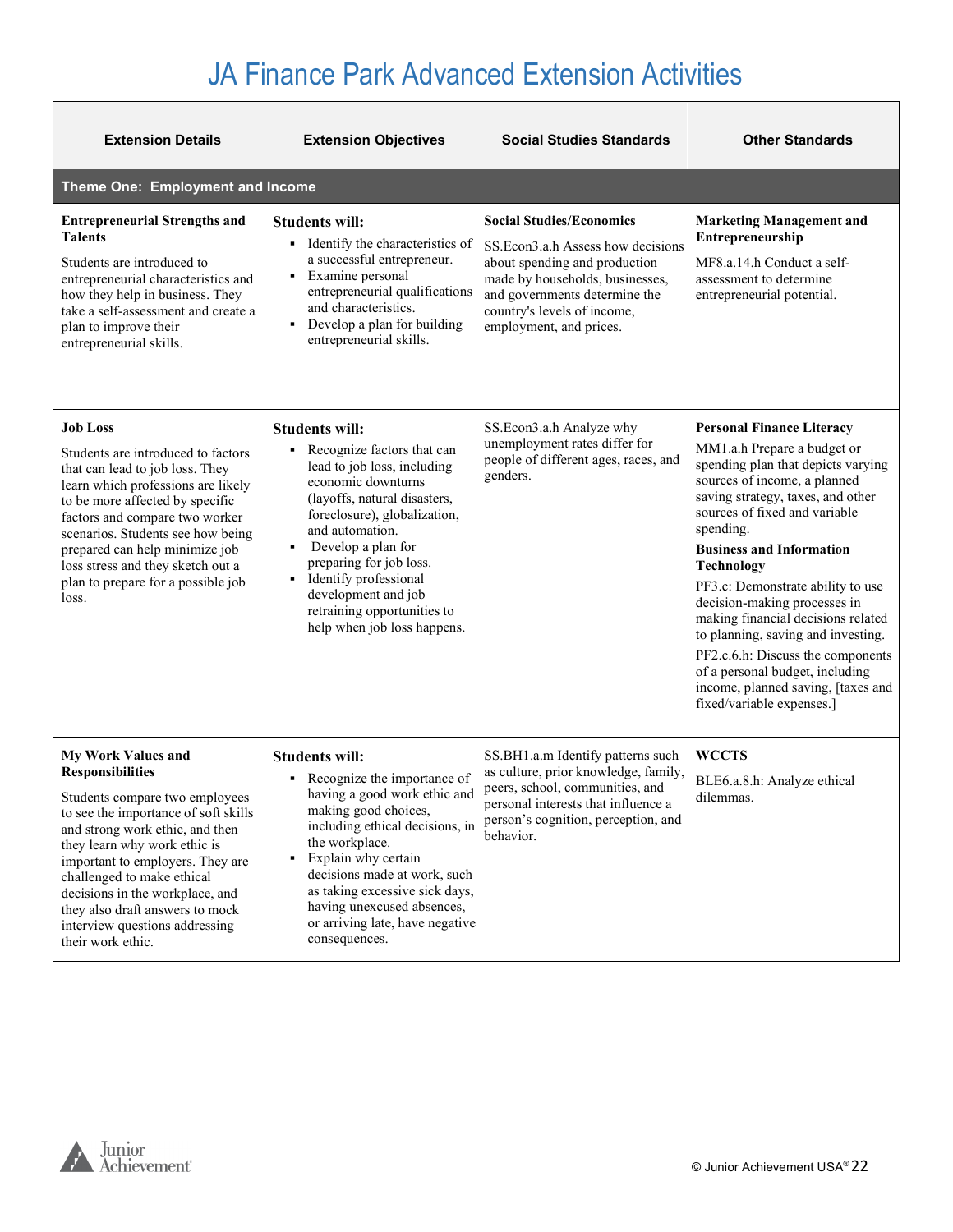# JA Finance Park Advanced Extension Activities

| Extension Details | Extension Objectives | Social Studies Standards | Other Standards |
|---|---|---|---|
| **Theme One: Employment and Income** | | | |
| **Entrepreneurial Strengths and Talents**<br><br>Students are introduced to entrepreneurial characteristics and how they help in business. They take a self-assessment and create a plan to improve their entrepreneurial skills. | **Students will:**<br>▪ Identify the characteristics of a successful entrepreneur.<br>▪ Examine personal entrepreneurial qualifications and characteristics.<br>▪ Develop a plan for building entrepreneurial skills. | **Social Studies/Economics**<br><br>SS.Econ3.a.h Assess how decisions about spending and production made by households, businesses, and governments determine the country's levels of income, employment, and prices. | **Marketing Management and Entrepreneurship**<br><br>MF8.a.14.h Conduct a self-assessment to determine entrepreneurial potential. |
| **Job Loss**<br><br>Students are introduced to factors that can lead to job loss. They learn which professions are likely to be more affected by specific factors and compare two worker scenarios. Students see how being prepared can help minimize job loss stress and they sketch out a plan to prepare for a possible job loss. | **Students will:**<br>▪ Recognize factors that can lead to job loss, including economic downturns (layoffs, natural disasters, foreclosure), globalization, and automation.<br>▪ Develop a plan for preparing for job loss.<br>▪ Identify professional development and job retraining opportunities to help when job loss happens. | SS.Econ3.a.h Analyze why unemployment rates differ for people of different ages, races, and genders. | **Personal Finance Literacy**<br><br>MM1.a.h Prepare a budget or spending plan that depicts varying sources of income, a planned saving strategy, taxes, and other sources of fixed and variable spending.<br><br>**Business and Information Technology**<br><br>PF3.c: Demonstrate ability to use decision-making processes in making financial decisions related to planning, saving and investing.<br><br>PF2.c.6.h: Discuss the components of a personal budget, including income, planned saving, [taxes and fixed/variable expenses.] |
| **My Work Values and Responsibilities**<br><br>Students compare two employees to see the importance of soft skills and strong work ethic, and then they learn why work ethic is important to employers. They are challenged to make ethical decisions in the workplace, and they also draft answers to mock interview questions addressing their work ethic. | **Students will:**<br>▪ Recognize the importance of having a good work ethic and making good choices, including ethical decisions, in the workplace.<br>▪ Explain why certain decisions made at work, such as taking excessive sick days, having unexcused absences, or arriving late, have negative consequences. | SS.BH1.a.m Identify patterns such as culture, prior knowledge, family, peers, school, communities, and personal interests that influence a person's cognition, perception, and behavior. | **WCCTS**<br><br>BLE6.a.8.h: Analyze ethical dilemmas. |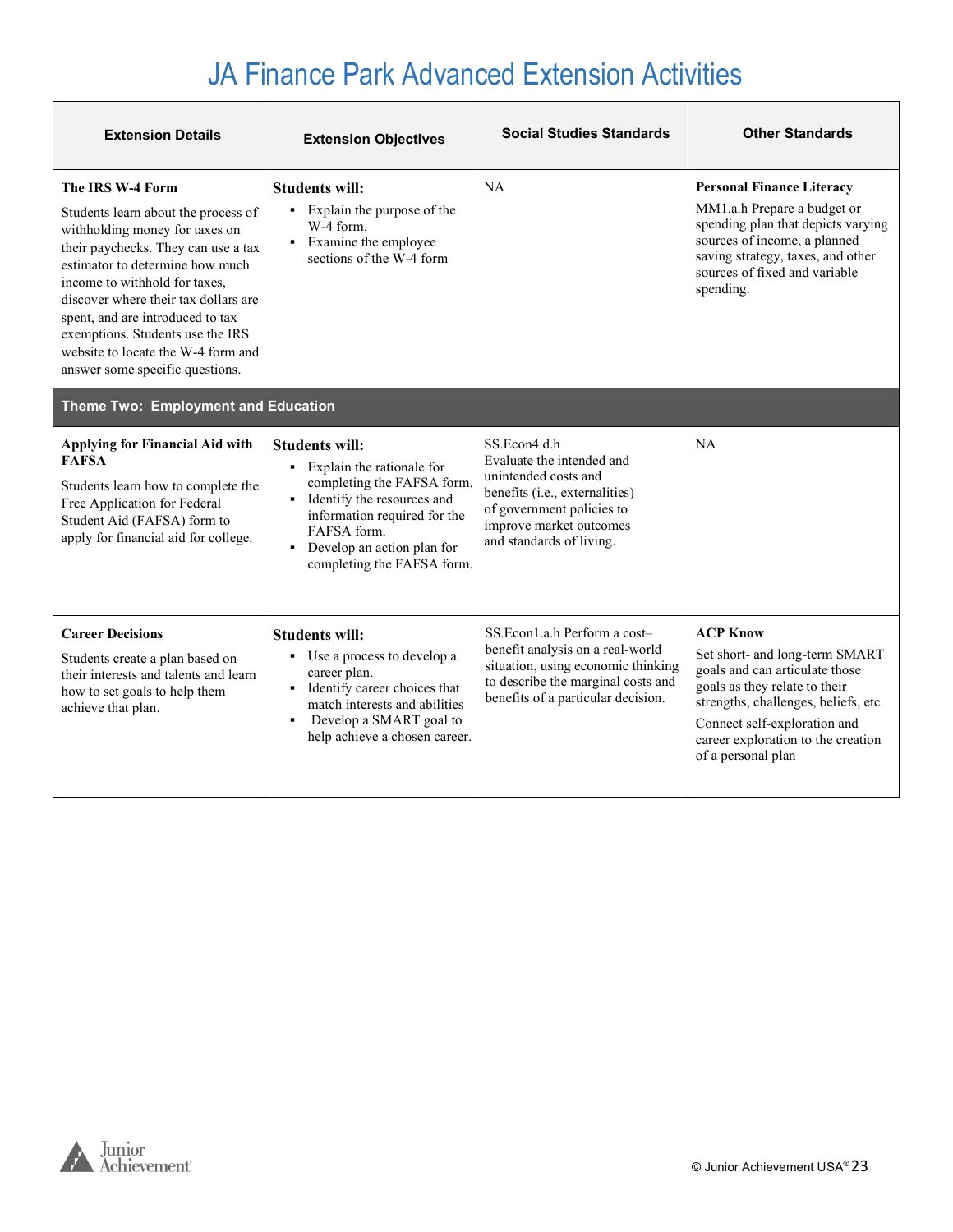# JA Finance Park Advanced Extension Activities

| Extension Details | Extension Objectives | Social Studies Standards | Other Standards |
|---|---|---|---|
| **The IRS W-4 Form**<br><br>Students learn about the process of withholding money for taxes on their paychecks. They can use a tax estimator to determine how much income to withhold for taxes, discover where their tax dollars are spent, and are introduced to tax exemptions. Students use the IRS website to locate the W-4 form and answer some specific questions. | **Students will:**<br>▪ Explain the purpose of the W-4 form.<br>▪ Examine the employee sections of the W-4 form | NA | **Personal Finance Literacy**<br>MM1.a.h Prepare a budget or spending plan that depicts varying sources of income, a planned saving strategy, taxes, and other sources of fixed and variable spending. |
| **Theme Two: Employment and Education** | | | |
| **Applying for Financial Aid with FAFSA**<br><br>Students learn how to complete the Free Application for Federal Student Aid (FAFSA) form to apply for financial aid for college. | **Students will:**<br>▪ Explain the rationale for completing the FAFSA form.<br>▪ Identify the resources and information required for the FAFSA form.<br>▪ Develop an action plan for completing the FAFSA form. | SS.Econ4.d.h<br>Evaluate the intended and unintended costs and benefits (i.e., externalities) of government policies to improve market outcomes and standards of living. | NA |
| **Career Decisions**<br><br>Students create a plan based on their interests and talents and learn how to set goals to help them achieve that plan. | **Students will:**<br>▪ Use a process to develop a career plan.<br>▪ Identify career choices that match interests and abilities<br>▪ Develop a SMART goal to help achieve a chosen career. | SS.Econ1.a.h Perform a cost–benefit analysis on a real-world situation, using economic thinking to describe the marginal costs and benefits of a particular decision. | **ACP Know**<br>Set short- and long-term SMART goals and can articulate those goals as they relate to their strengths, challenges, beliefs, etc.<br><br>Connect self-exploration and career exploration to the creation of a personal plan |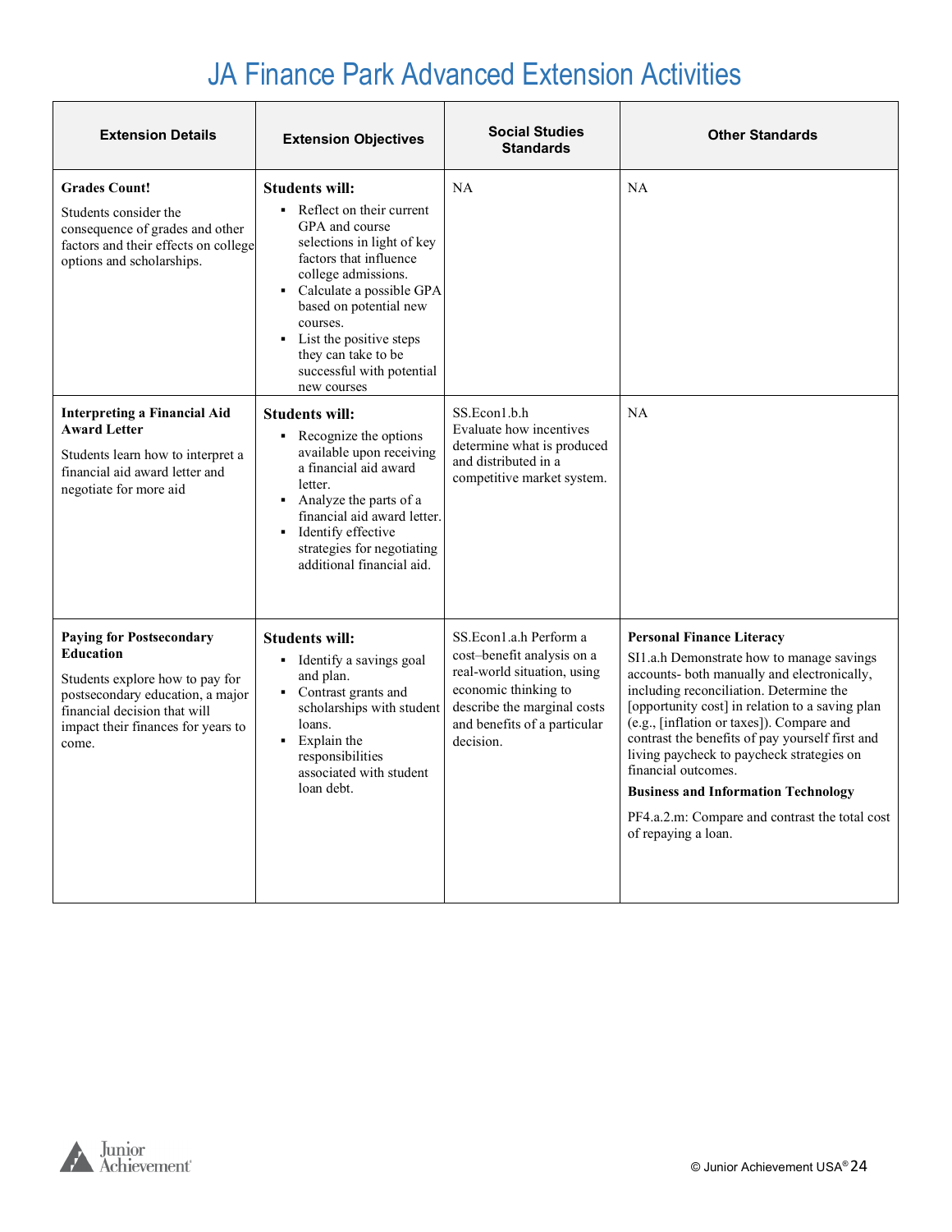# JA Finance Park Advanced Extension Activities

| Extension Details | Extension Objectives | Social Studies Standards | Other Standards |
|---|---|---|---|
| **Grades Count!**<br><br>Students consider the consequence of grades and other factors and their effects on college options and scholarships. | **Students will:**<br>▪ Reflect on their current GPA and course selections in light of key factors that influence college admissions.<br>▪ Calculate a possible GPA based on potential new courses.<br>▪ List the positive steps they can take to be successful with potential new courses | NA | NA |
| **Interpreting a Financial Aid Award Letter**<br><br>Students learn how to interpret a financial aid award letter and negotiate for more aid | **Students will:**<br>▪ Recognize the options available upon receiving a financial aid award letter.<br>▪ Analyze the parts of a financial aid award letter.<br>▪ Identify effective strategies for negotiating additional financial aid. | SS.Econ1.b.h Evaluate how incentives determine what is produced and distributed in a competitive market system. | NA |
| **Paying for Postsecondary Education**<br><br>Students explore how to pay for postsecondary education, a major financial decision that will impact their finances for years to come. | **Students will:**<br>▪ Identify a savings goal and plan.<br>▪ Contrast grants and scholarships with student loans.<br>▪ Explain the responsibilities associated with student loan debt. | SS.Econ1.a.h Perform a cost–benefit analysis on a real-world situation, using economic thinking to describe the marginal costs and benefits of a particular decision. | **Personal Finance Literacy**<br>SI1.a.h Demonstrate how to manage savings accounts- both manually and electronically, including reconciliation. Determine the [opportunity cost] in relation to a saving plan (e.g., [inflation or taxes]). Compare and contrast the benefits of pay yourself first and living paycheck to paycheck strategies on financial outcomes.<br>**Business and Information Technology**<br>PF4.a.2.m: Compare and contrast the total cost of repaying a loan. |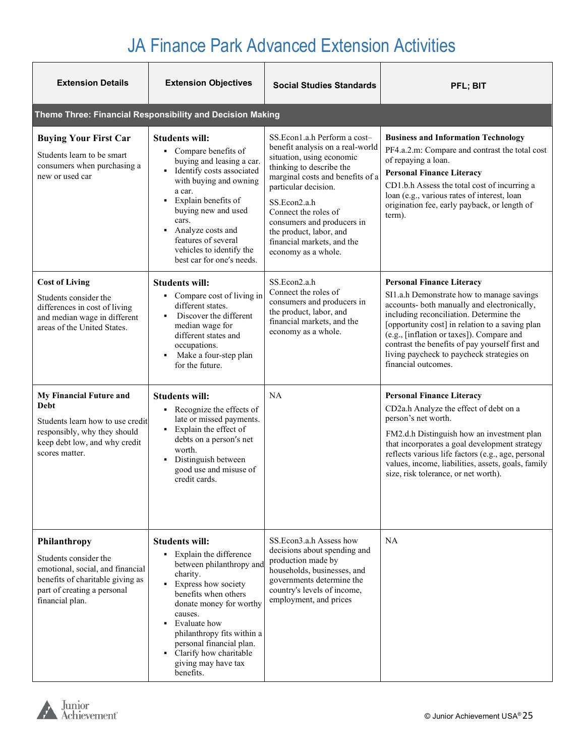# JA Finance Park Advanced Extension Activities

| Extension Details | Extension Objectives | Social Studies Standards | PFL; BIT |
|---|---|---|---|
| **Theme Three: Financial Responsibility and Decision Making** | | | |
| **Buying Your First Car**<br>Students learn to be smart consumers when purchasing a new or used car | **Students will:**<br>▪ Compare benefits of buying and leasing a car.<br>▪ Identify costs associated with buying and owning a car.<br>▪ Explain benefits of buying new and used cars.<br>▪ Analyze costs and features of several vehicles to identify the best car for one's needs. | SS.Econ1.a.h Perform a cost–benefit analysis on a real-world situation, using economic thinking to describe the marginal costs and benefits of a particular decision.<br>SS.Econ2.a.h Connect the roles of consumers and producers in the product, labor, and financial markets, and the economy as a whole. | **Business and Information Technology**<br>PF4.a.2.m: Compare and contrast the total cost of repaying a loan.<br>**Personal Finance Literacy**<br>CD1.b.h Assess the total cost of incurring a loan (e.g., various rates of interest, loan origination fee, early payback, or length of term). |
| **Cost of Living**<br>Students consider the differences in cost of living and median wage in different areas of the United States. | **Students will:**<br>▪ Compare cost of living in different states.<br>▪ Discover the different median wage for different states and occupations.<br>▪ Make a four-step plan for the future. | SS.Econ2.a.h Connect the roles of consumers and producers in the product, labor, and financial markets, and the economy as a whole. | **Personal Finance Literacy**<br>SI1.a.h Demonstrate how to manage savings accounts- both manually and electronically, including reconciliation. Determine the [opportunity cost] in relation to a saving plan (e.g., [inflation or taxes]). Compare and contrast the benefits of pay yourself first and living paycheck to paycheck strategies on financial outcomes. |
| **My Financial Future and Debt**<br>Students learn how to use credit responsibly, why they should keep debt low, and why credit scores matter. | **Students will:**<br>▪ Recognize the effects of late or missed payments.<br>▪ Explain the effect of debts on a person's net worth.<br>▪ Distinguish between good use and misuse of credit cards. | NA | **Personal Finance Literacy**<br>CD2a.h Analyze the effect of debt on a person's net worth.<br>FM2.d.h Distinguish how an investment plan that incorporates a goal development strategy reflects various life factors (e.g., age, personal values, income, liabilities, assets, goals, family size, risk tolerance, or net worth). |
| **Philanthropy**<br>Students consider the emotional, social, and financial benefits of charitable giving as part of creating a personal financial plan. | **Students will:**<br>▪ Explain the difference between philanthropy and charity.<br>▪ Express how society benefits when others donate money for worthy causes.<br>▪ Evaluate how philanthropy fits within a personal financial plan.<br>▪ Clarify how charitable giving may have tax benefits. | SS.Econ3.a.h Assess how decisions about spending and production made by households, businesses, and governments determine the country's levels of income, employment, and prices | NA |

© Junior Achievement USA®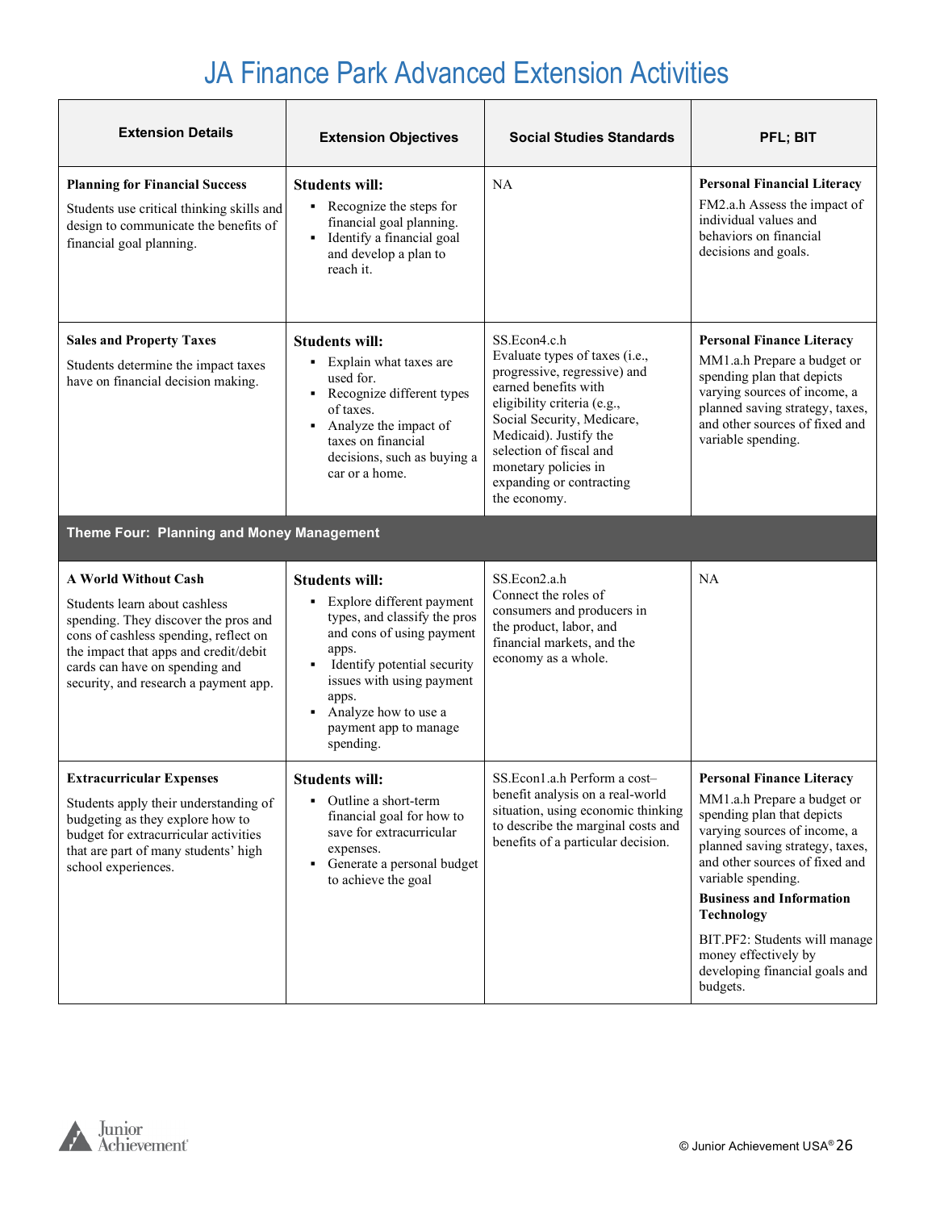# JA Finance Park Advanced Extension Activities

| Extension Details | Extension Objectives | Social Studies Standards | PFL; BIT |
|---|---|---|---|
| **Planning for Financial Success**<br>Students use critical thinking skills and design to communicate the benefits of financial goal planning. | **Students will:**<br>▪ Recognize the steps for financial goal planning.<br>▪ Identify a financial goal and develop a plan to reach it. | NA | **Personal Financial Literacy**<br>FM2.a.h Assess the impact of individual values and behaviors on financial decisions and goals. |
| **Sales and Property Taxes**<br>Students determine the impact taxes have on financial decision making. | **Students will:**<br>▪ Explain what taxes are used for.<br>▪ Recognize different types of taxes.<br>▪ Analyze the impact of taxes on financial decisions, such as buying a car or a home. | SS.Econ4.c.h Evaluate types of taxes (i.e., progressive, regressive) and earned benefits with eligibility criteria (e.g., Social Security, Medicare, Medicaid). Justify the selection of fiscal and monetary policies in expanding or contracting the economy. | **Personal Finance Literacy**<br>MM1.a.h Prepare a budget or spending plan that depicts varying sources of income, a planned saving strategy, taxes, and other sources of fixed and variable spending. |
| **Theme Four: Planning and Money Management** | | | |
| **A World Without Cash**<br>Students learn about cashless spending. They discover the pros and cons of cashless spending, reflect on the impact that apps and credit/debit cards can have on spending and security, and research a payment app. | **Students will:**<br>▪ Explore different payment types, and classify the pros and cons of using payment apps.<br>▪ Identify potential security issues with using payment apps.<br>▪ Analyze how to use a payment app to manage spending. | SS.Econ2.a.h Connect the roles of consumers and producers in the product, labor, and financial markets, and the economy as a whole. | NA |
| **Extracurricular Expenses**<br>Students apply their understanding of budgeting as they explore how to budget for extracurricular activities that are part of many students' high school experiences. | **Students will:**<br>▪ Outline a short-term financial goal for how to save for extracurricular expenses.<br>▪ Generate a personal budget to achieve the goal | SS.Econ1.a.h Perform a cost–benefit analysis on a real-world situation, using economic thinking to describe the marginal costs and benefits of a particular decision. | **Personal Finance Literacy**<br>MM1.a.h Prepare a budget or spending plan that depicts varying sources of income, a planned saving strategy, taxes, and other sources of fixed and variable spending.<br>**Business and Information Technology**<br>BIT.PF2: Students will manage money effectively by developing financial goals and budgets. |

© Junior Achievement USA®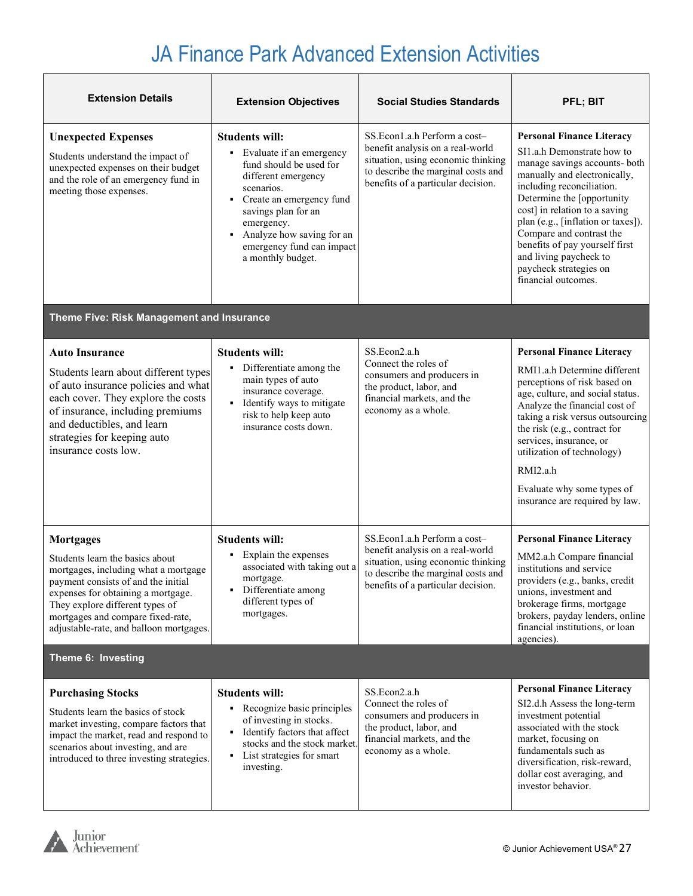# JA Finance Park Advanced Extension Activities

| Extension Details | Extension Objectives | Social Studies Standards | PFL; BIT |
|---|---|---|---|
| **Unexpected Expenses**<br>Students understand the impact of unexpected expenses on their budget and the role of an emergency fund in meeting those expenses. | **Students will:**<br>▪ Evaluate if an emergency fund should be used for different emergency scenarios.<br>▪ Create an emergency fund savings plan for an emergency.<br>▪ Analyze how saving for an emergency fund can impact a monthly budget. | SS.Econ1.a.h Perform a cost–benefit analysis on a real-world situation, using economic thinking to describe the marginal costs and benefits of a particular decision. | **Personal Finance Literacy**<br>SI1.a.h Demonstrate how to manage savings accounts- both manually and electronically, including reconciliation. Determine the [opportunity cost] in relation to a saving plan (e.g., [inflation or taxes]). Compare and contrast the benefits of pay yourself first and living paycheck to paycheck strategies on financial outcomes. |
| **Theme Five: Risk Management and Insurance** | | | |
| **Auto Insurance**<br>Students learn about different types of auto insurance policies and what each cover. They explore the costs of insurance, including premiums and deductibles, and learn strategies for keeping auto insurance costs low. | **Students will:**<br>▪ Differentiate among the main types of auto insurance coverage.<br>▪ Identify ways to mitigate risk to help keep auto insurance costs down. | SS.Econ2.a.h Connect the roles of consumers and producers in the product, labor, and financial markets, and the economy as a whole. | **Personal Finance Literacy**<br>RMI1.a.h Determine different perceptions of risk based on age, culture, and social status. Analyze the financial cost of taking a risk versus outsourcing the risk (e.g., contract for services, insurance, or utilization of technology)<br>RMI2.a.h<br>Evaluate why some types of insurance are required by law. |
| **Mortgages**<br>Students learn the basics about mortgages, including what a mortgage payment consists of and the initial expenses for obtaining a mortgage. They explore different types of mortgages and compare fixed-rate, adjustable-rate, and balloon mortgages. | **Students will:**<br>▪ Explain the expenses associated with taking out a mortgage.<br>▪ Differentiate among different types of mortgages. | SS.Econ1.a.h Perform a cost–benefit analysis on a real-world situation, using economic thinking to describe the marginal costs and benefits of a particular decision. | **Personal Finance Literacy**<br>MM2.a.h Compare financial institutions and service providers (e.g., banks, credit unions, investment and brokerage firms, mortgage brokers, payday lenders, online financial institutions, or loan agencies). |
| **Theme 6: Investing** | | | |
| **Purchasing Stocks**<br>Students learn the basics of stock market investing, compare factors that impact the market, read and respond to scenarios about investing, and are introduced to three investing strategies. | **Students will:**<br>▪ Recognize basic principles of investing in stocks.<br>▪ Identify factors that affect stocks and the stock market.<br>▪ List strategies for smart investing. | SS.Econ2.a.h Connect the roles of consumers and producers in the product, labor, and financial markets, and the economy as a whole. | **Personal Finance Literacy**<br>SI2.d.h Assess the long-term investment potential associated with the stock market, focusing on fundamentals such as diversification, risk-reward, dollar cost averaging, and investor behavior. |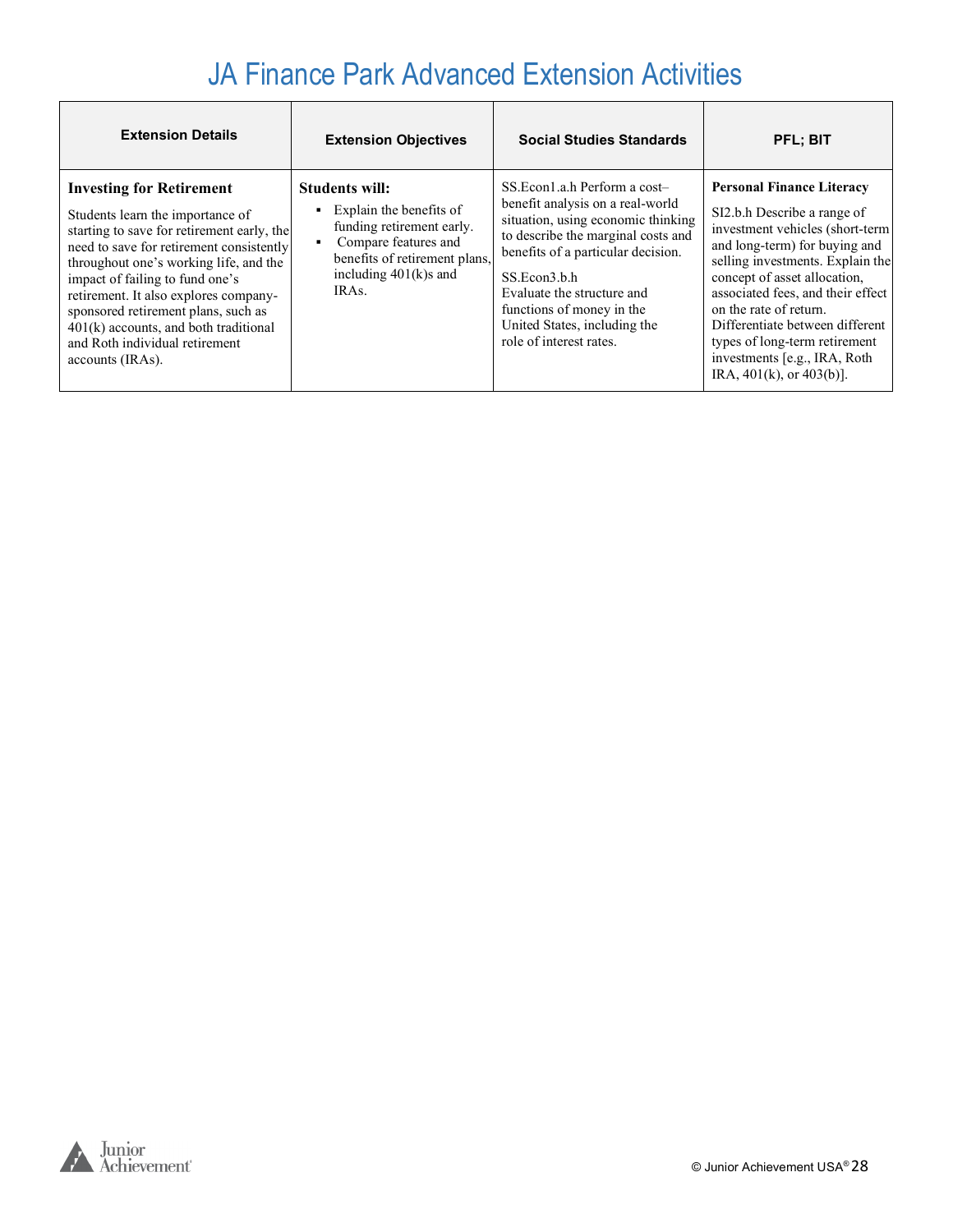# JA Finance Park Advanced Extension Activities

| Extension Details | Extension Objectives | Social Studies Standards | PFL; BIT |
|---|---|---|---|
| **Investing for Retirement**<br><br>Students learn the importance of starting to save for retirement early, the need to save for retirement consistently throughout one's working life, and the impact of failing to fund one's retirement. It also explores company-sponsored retirement plans, such as 401(k) accounts, and both traditional and Roth individual retirement accounts (IRAs). | **Students will:**<br>▪ Explain the benefits of funding retirement early.<br>▪ Compare features and benefits of retirement plans, including 401(k)s and IRAs. | SS.Econ1.a.h Perform a cost–benefit analysis on a real-world situation, using economic thinking to describe the marginal costs and benefits of a particular decision.<br><br>SS.Econ3.b.h Evaluate the structure and functions of money in the United States, including the role of interest rates. | **Personal Finance Literacy**<br><br>SI2.b.h Describe a range of investment vehicles (short-term and long-term) for buying and selling investments. Explain the concept of asset allocation, associated fees, and their effect on the rate of return. Differentiate between different types of long-term retirement investments [e.g., IRA, Roth IRA, 401(k), or 403(b)]. |